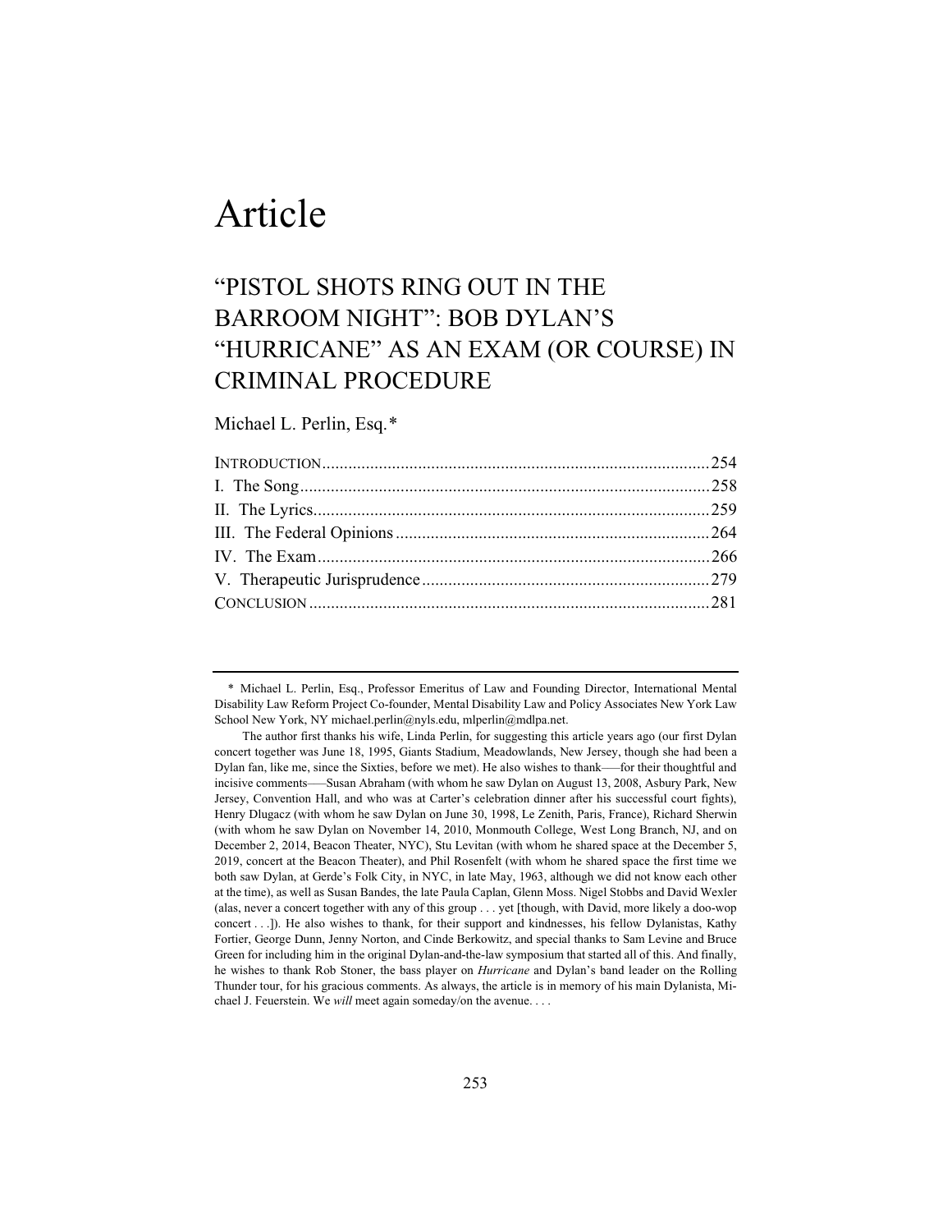# Article

## "PISTOL SHOTS RING OUT IN THE BARROOM NIGHT": BOB DYLAN'S "HURRICANE" AS AN EXAM (OR COURSE) IN CRIMINAL PROCEDURE

Michael L. Perlin, Esq.*

| | |
|---|---|
| INTRODUCTION | 254 |
| I. The Song | 258 |
| II. The Lyrics | 259 |
| III. The Federal Opinions | 264 |
| IV. The Exam | 266 |
| V. Therapeutic Jurisprudence | 279 |
| CONCLUSION | 281 |

---

\* Michael L. Perlin, Esq., Professor Emeritus of Law and Founding Director, International Mental Disability Law Reform Project Co-founder, Mental Disability Law and Policy Associates New York Law School New York, NY michael.perlin@nyls.edu, mlperlin@mdlpa.net.

The author first thanks his wife, Linda Perlin, for suggesting this article years ago (our first Dylan concert together was June 18, 1995, Giants Stadium, Meadowlands, New Jersey, though she had been a Dylan fan, like me, since the Sixties, before we met). He also wishes to thank—for their thoughtful and incisive comments—Susan Abraham (with whom he saw Dylan on August 13, 2008, Asbury Park, New Jersey, Convention Hall, and who was at Carter's celebration dinner after his successful court fights), Henry Dlugacz (with whom he saw Dylan on June 30, 1998, Le Zenith, Paris, France), Richard Sherwin (with whom he saw Dylan on November 14, 2010, Monmouth College, West Long Branch, NJ, and on December 2, 2014, Beacon Theater, NYC), Stu Levitan (with whom he shared space at the December 5, 2019, concert at the Beacon Theater), and Phil Rosenfelt (with whom he shared space the first time we both saw Dylan, at Gerde's Folk City, in NYC, in late May, 1963, although we did not know each other at the time), as well as Susan Bandes, the late Paula Caplan, Glenn Moss. Nigel Stobbs and David Wexler (alas, never a concert together with any of this group . . . yet [though, with David, more likely a doo-wop concert . . .]). He also wishes to thank, for their support and kindnesses, his fellow Dylanistas, Kathy Fortier, George Dunn, Jenny Norton, and Cinde Berkowitz, and special thanks to Sam Levine and Bruce Green for including him in the original Dylan-and-the-law symposium that started all of this. And finally, he wishes to thank Rob Stoner, the bass player on *Hurricane* and Dylan's band leader on the Rolling Thunder tour, for his gracious comments. As always, the article is in memory of his main Dylanista, Michael J. Feuerstein. We *will* meet again someday/on the avenue. . . .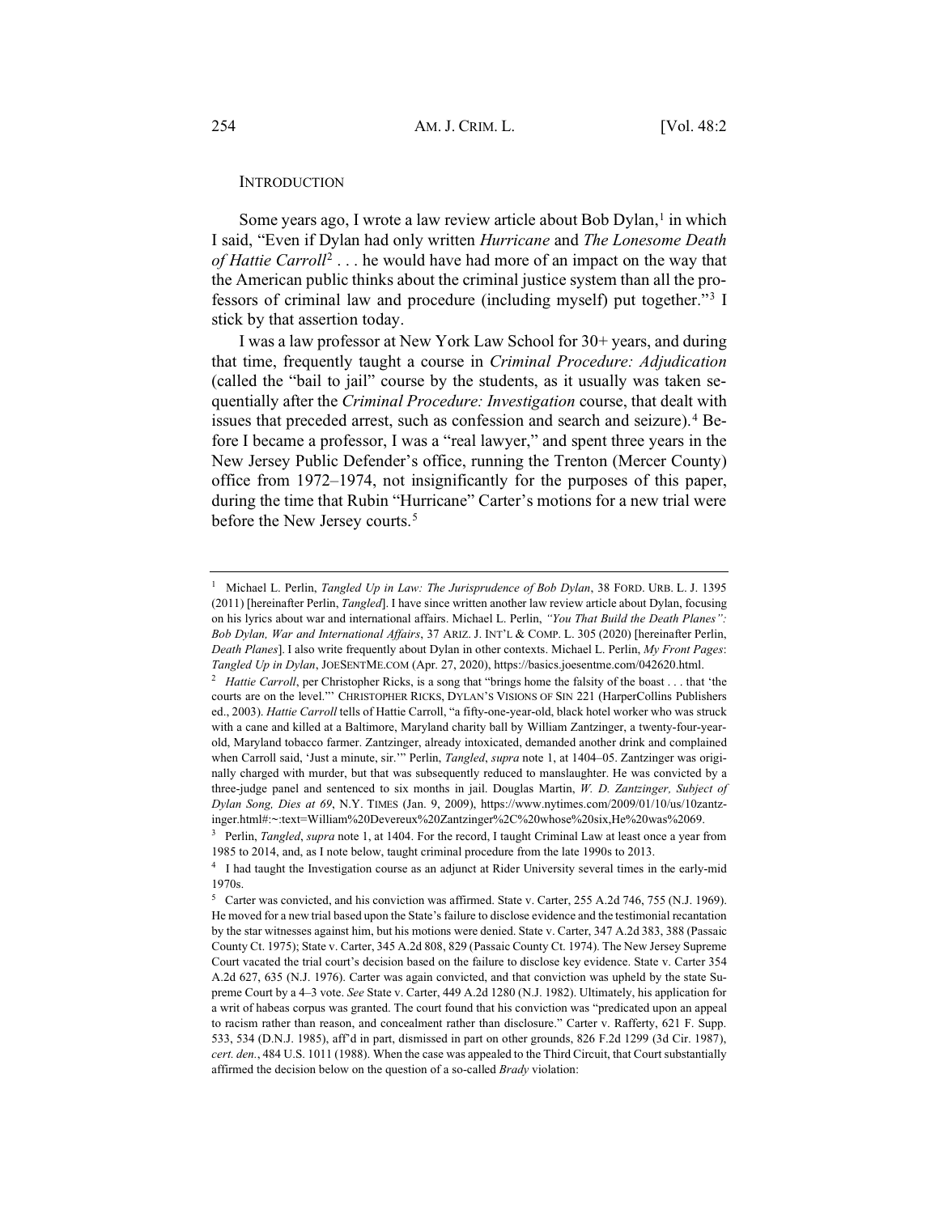## INTRODUCTION

Some years ago, I wrote a law review article about Bob Dylan,[1] in which I said, "Even if Dylan had only written *Hurricane* and *The Lonesome Death of Hattie Carroll*[2] . . . he would have had more of an impact on the way that the American public thinks about the criminal justice system than all the professors of criminal law and procedure (including myself) put together."[3] I stick by that assertion today.

I was a law professor at New York Law School for 30+ years, and during that time, frequently taught a course in *Criminal Procedure: Adjudication* (called the "bail to jail" course by the students, as it usually was taken sequentially after the *Criminal Procedure: Investigation* course, that dealt with issues that preceded arrest, such as confession and search and seizure).[4] Before I became a professor, I was a "real lawyer," and spent three years in the New Jersey Public Defender's office, running the Trenton (Mercer County) office from 1972–1974, not insignificantly for the purposes of this paper, during the time that Rubin "Hurricane" Carter's motions for a new trial were before the New Jersey courts.[5]

---

[1] Michael L. Perlin, *Tangled Up in Law: The Jurisprudence of Bob Dylan*, 38 FORD. URB. L. J. 1395 (2011) [hereinafter Perlin, *Tangled*]. I have since written another law review article about Dylan, focusing on his lyrics about war and international affairs. Michael L. Perlin, *"You That Build the Death Planes": Bob Dylan, War and International Affairs*, 37 ARIZ. J. INT'L & COMP. L. 305 (2020) [hereinafter Perlin, *Death Planes*]. I also write frequently about Dylan in other contexts. Michael L. Perlin, *My Front Pages*: *Tangled Up in Dylan*, JOESENTME.COM (Apr. 27, 2020), https://basics.joesentme.com/042620.html.

[2] *Hattie Carroll*, per Christopher Ricks, is a song that "brings home the falsity of the boast . . . that 'the courts are on the level.'" CHRISTOPHER RICKS, DYLAN'S VISIONS OF SIN 221 (HarperCollins Publishers ed., 2003). *Hattie Carroll* tells of Hattie Carroll, "a fifty-one-year-old, black hotel worker who was struck with a cane and killed at a Baltimore, Maryland charity ball by William Zantzinger, a twenty-four-year-old, Maryland tobacco farmer. Zantzinger, already intoxicated, demanded another drink and complained when Carroll said, 'Just a minute, sir.'" Perlin, *Tangled*, *supra* note 1, at 1404–05. Zantzinger was originally charged with murder, but that was subsequently reduced to manslaughter. He was convicted by a three-judge panel and sentenced to six months in jail. Douglas Martin, *W. D. Zantzinger, Subject of Dylan Song, Dies at 69*, N.Y. TIMES (Jan. 9, 2009), https://www.nytimes.com/2009/01/10/us/10zantzinger.html#:~:text=William%20Devereux%20Zantzinger%2C%20whose%20six,He%20was%2069.

[3] Perlin, *Tangled*, *supra* note 1, at 1404. For the record, I taught Criminal Law at least once a year from 1985 to 2014, and, as I note below, taught criminal procedure from the late 1990s to 2013.

[4] I had taught the Investigation course as an adjunct at Rider University several times in the early-mid 1970s.

[5] Carter was convicted, and his conviction was affirmed. State v. Carter, 255 A.2d 746, 755 (N.J. 1969). He moved for a new trial based upon the State's failure to disclose evidence and the testimonial recantation by the star witnesses against him, but his motions were denied. State v. Carter, 347 A.2d 383, 388 (Passaic County Ct. 1975); State v. Carter, 345 A.2d 808, 829 (Passaic County Ct. 1974). The New Jersey Supreme Court vacated the trial court's decision based on the failure to disclose key evidence. State v. Carter 354 A.2d 627, 635 (N.J. 1976). Carter was again convicted, and that conviction was upheld by the state Supreme Court by a 4–3 vote. *See* State v. Carter, 449 A.2d 1280 (N.J. 1982). Ultimately, his application for a writ of habeas corpus was granted. The court found that his conviction was "predicated upon an appeal to racism rather than reason, and concealment rather than disclosure." Carter v. Rafferty, 621 F. Supp. 533, 534 (D.N.J. 1985), aff'd in part, dismissed in part on other grounds, 826 F.2d 1299 (3d Cir. 1987), *cert. den.*, 484 U.S. 1011 (1988). When the case was appealed to the Third Circuit, that Court substantially affirmed the decision below on the question of a so-called *Brady* violation: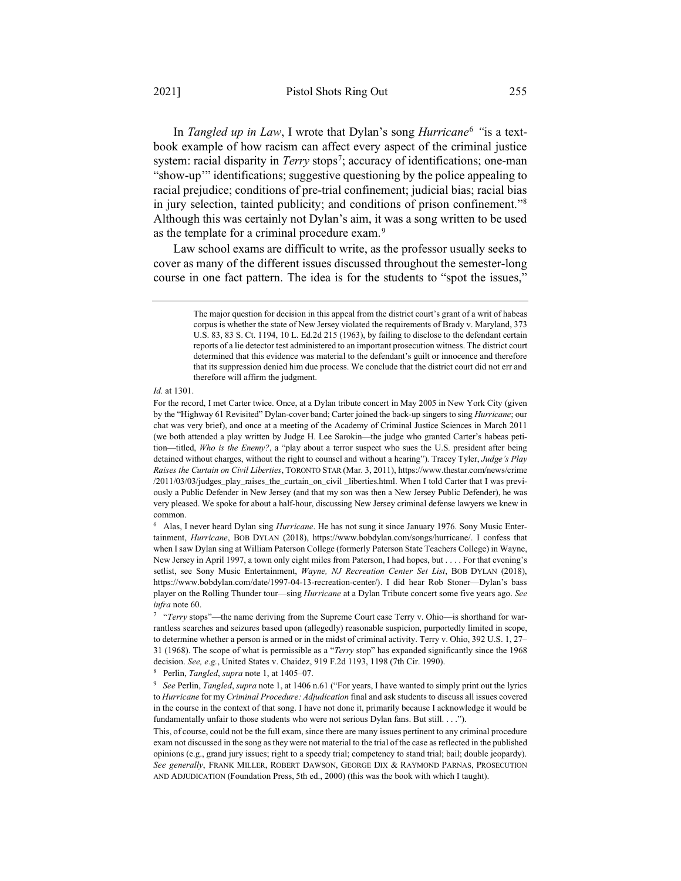In *Tangled up in Law*, I wrote that Dylan's song *Hurricane*[6] "is a textbook example of how racism can affect every aspect of the criminal justice system: racial disparity in *Terry* stops[7]; accuracy of identifications; one-man "show-up'" identifications; suggestive questioning by the police appealing to racial prejudice; conditions of pre-trial confinement; judicial bias; racial bias in jury selection, tainted publicity; and conditions of prison confinement."[8] Although this was certainly not Dylan's aim, it was a song written to be used as the template for a criminal procedure exam.[9]

Law school exams are difficult to write, as the professor usually seeks to cover as many of the different issues discussed throughout the semester-long course in one fact pattern. The idea is for the students to "spot the issues,"

---

> The major question for decision in this appeal from the district court's grant of a writ of habeas corpus is whether the state of New Jersey violated the requirements of Brady v. Maryland, 373 U.S. 83, 83 S. Ct. 1194, 10 L. Ed.2d 215 (1963), by failing to disclose to the defendant certain reports of a lie detector test administered to an important prosecution witness. The district court determined that this evidence was material to the defendant's guilt or innocence and therefore that its suppression denied him due process. We conclude that the district court did not err and therefore will affirm the judgment.

*Id.* at 1301.

For the record, I met Carter twice. Once, at a Dylan tribute concert in May 2005 in New York City (given by the "Highway 61 Revisited" Dylan-cover band; Carter joined the back-up singers to sing *Hurricane*; our chat was very brief), and once at a meeting of the Academy of Criminal Justice Sciences in March 2011 (we both attended a play written by Judge H. Lee Sarokin—the judge who granted Carter's habeas petition—titled, *Who is the Enemy?*, a "play about a terror suspect who sues the U.S. president after being detained without charges, without the right to counsel and without a hearing"). Tracey Tyler, *Judge's Play Raises the Curtain on Civil Liberties*, TORONTO STAR (Mar. 3, 2011), https://www.thestar.com/news/crime/2011/03/03/judges_play_raises_the_curtain_on_civil _liberties.html. When I told Carter that I was previously a Public Defender in New Jersey (and that my son was then a New Jersey Public Defender), he was very pleased. We spoke for about a half-hour, discussing New Jersey criminal defense lawyers we knew in common.

[6] Alas, I never heard Dylan sing *Hurricane*. He has not sung it since January 1976. Sony Music Entertainment, *Hurricane*, BOB DYLAN (2018), https://www.bobdylan.com/songs/hurricane/. I confess that when I saw Dylan sing at William Paterson College (formerly Paterson State Teachers College) in Wayne, New Jersey in April 1997, a town only eight miles from Paterson, I had hopes, but . . . . For that evening's setlist, see Sony Music Entertainment, *Wayne, NJ Recreation Center Set List*, BOB DYLAN (2018), https://www.bobdylan.com/date/1997-04-13-recreation-center/). I did hear Rob Stoner—Dylan's bass player on the Rolling Thunder tour—sing *Hurricane* at a Dylan Tribute concert some five years ago. *See infra* note 60.

[7] "*Terry* stops"—the name deriving from the Supreme Court case Terry v. Ohio—is shorthand for warrantless searches and seizures based upon (allegedly) reasonable suspicion, purportedly limited in scope, to determine whether a person is armed or in the midst of criminal activity. Terry v. Ohio, 392 U.S. 1, 27–31 (1968). The scope of what is permissible as a "*Terry* stop" has expanded significantly since the 1968 decision. *See, e.g.*, United States v. Chaidez, 919 F.2d 1193, 1198 (7th Cir. 1990).

[8] Perlin, *Tangled*, *supra* note 1, at 1405–07.

[9] *See* Perlin, *Tangled*, *supra* note 1, at 1406 n.61 ("For years, I have wanted to simply print out the lyrics to *Hurricane* for my *Criminal Procedure: Adjudication* final and ask students to discuss all issues covered in the course in the context of that song. I have not done it, primarily because I acknowledge it would be fundamentally unfair to those students who were not serious Dylan fans. But still. . . .").

This, of course, could not be the full exam, since there are many issues pertinent to any criminal procedure exam not discussed in the song as they were not material to the trial of the case as reflected in the published opinions (e.g., grand jury issues; right to a speedy trial; competency to stand trial; bail; double jeopardy). *See generally*, FRANK MILLER, ROBERT DAWSON, GEORGE DIX & RAYMOND PARNAS, PROSECUTION AND ADJUDICATION (Foundation Press, 5th ed., 2000) (this was the book with which I taught).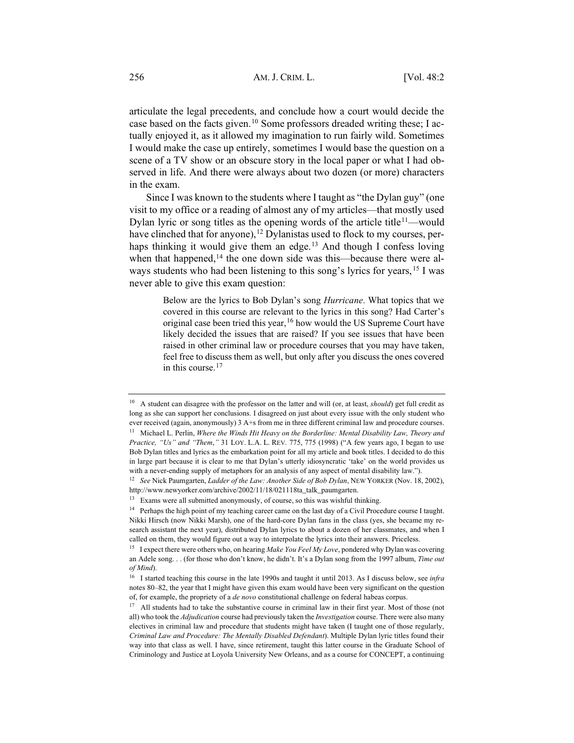articulate the legal precedents, and conclude how a court would decide the case based on the facts given.[10] Some professors dreaded writing these; I actually enjoyed it, as it allowed my imagination to run fairly wild. Sometimes I would make the case up entirely, sometimes I would base the question on a scene of a TV show or an obscure story in the local paper or what I had observed in life. And there were always about two dozen (or more) characters in the exam.

Since I was known to the students where I taught as "the Dylan guy" (one visit to my office or a reading of almost any of my articles—that mostly used Dylan lyric or song titles as the opening words of the article title[11]—would have clinched that for anyone),[12] Dylanistas used to flock to my courses, perhaps thinking it would give them an edge.[13] And though I confess loving when that happened,[14] the one down side was this—because there were always students who had been listening to this song's lyrics for years,[15] I was never able to give this exam question:

> Below are the lyrics to Bob Dylan's song *Hurricane*. What topics that we covered in this course are relevant to the lyrics in this song? Had Carter's original case been tried this year,[16] how would the US Supreme Court have likely decided the issues that are raised? If you see issues that have been raised in other criminal law or procedure courses that you may have taken, feel free to discuss them as well, but only after you discuss the ones covered in this course.[17]

---

[10] A student can disagree with the professor on the latter and will (or, at least, *should*) get full credit as long as she can support her conclusions. I disagreed on just about every issue with the only student who ever received (again, anonymously) 3 A+s from me in three different criminal law and procedure courses.

[11] Michael L. Perlin, *Where the Winds Hit Heavy on the Borderline: Mental Disability Law, Theory and Practice, "Us" and "Them*,*"* 31 LOY. L.A. L. REV. 775, 775 (1998) ("A few years ago, I began to use Bob Dylan titles and lyrics as the embarkation point for all my article and book titles. I decided to do this in large part because it is clear to me that Dylan's utterly idiosyncratic 'take' on the world provides us with a never-ending supply of metaphors for an analysis of any aspect of mental disability law.").

[12] *See* Nick Paumgarten, *Ladder of the Law: Another Side of Bob Dylan*, NEW YORKER (Nov. 18, 2002), http://www.newyorker.com/archive/2002/11/18/021118ta_talk_paumgarten.

[13] Exams were all submitted anonymously, of course, so this was wishful thinking.

[14] Perhaps the high point of my teaching career came on the last day of a Civil Procedure course I taught. Nikki Hirsch (now Nikki Marsh), one of the hard-core Dylan fans in the class (yes, she became my research assistant the next year), distributed Dylan lyrics to about a dozen of her classmates, and when I called on them, they would figure out a way to interpolate the lyrics into their answers. Priceless.

[15] I expect there were others who, on hearing *Make You Feel My Love*, pondered why Dylan was covering an Adele song. . . (for those who don't know, he didn't. It's a Dylan song from the 1997 album, *Time out of Mind*).

[16] I started teaching this course in the late 1990s and taught it until 2013. As I discuss below, see *infra* notes 80–82, the year that I might have given this exam would have been very significant on the question of, for example, the propriety of a *de novo* constitutional challenge on federal habeas corpus.

[17] All students had to take the substantive course in criminal law in their first year. Most of those (not all) who took the *Adjudication* course had previously taken the *Investigation* course. There were also many electives in criminal law and procedure that students might have taken (I taught one of those regularly, *Criminal Law and Procedure: The Mentally Disabled Defendant*). Multiple Dylan lyric titles found their way into that class as well. I have, since retirement, taught this latter course in the Graduate School of Criminology and Justice at Loyola University New Orleans, and as a course for CONCEPT, a continuing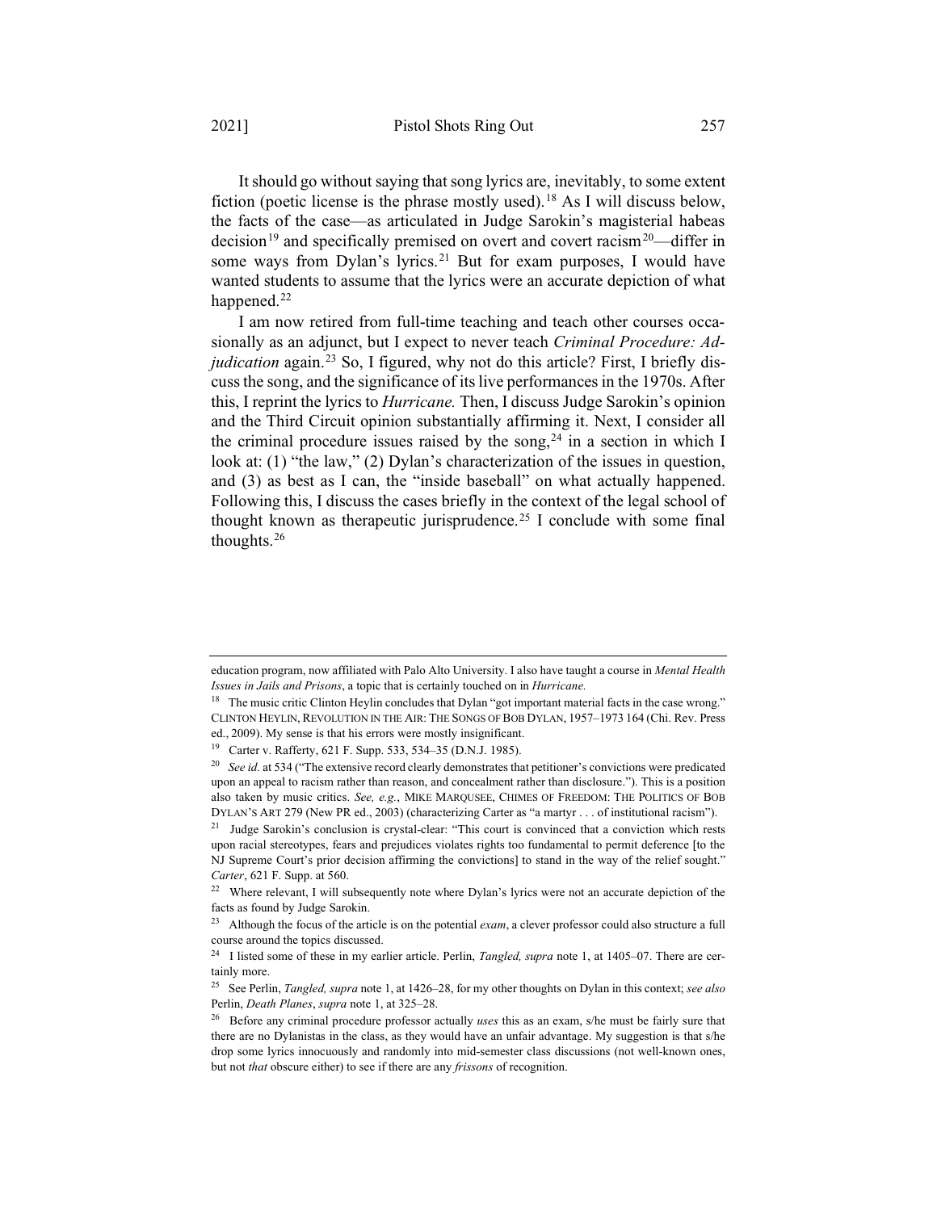It should go without saying that song lyrics are, inevitably, to some extent fiction (poetic license is the phrase mostly used).[18] As I will discuss below, the facts of the case—as articulated in Judge Sarokin's magisterial habeas decision[19] and specifically premised on overt and covert racism[20]—differ in some ways from Dylan's lyrics.[21] But for exam purposes, I would have wanted students to assume that the lyrics were an accurate depiction of what happened.[22]

I am now retired from full-time teaching and teach other courses occasionally as an adjunct, but I expect to never teach *Criminal Procedure: Adjudication* again.[23] So, I figured, why not do this article? First, I briefly discuss the song, and the significance of its live performances in the 1970s. After this, I reprint the lyrics to *Hurricane.* Then, I discuss Judge Sarokin's opinion and the Third Circuit opinion substantially affirming it. Next, I consider all the criminal procedure issues raised by the song,[24] in a section in which I look at: (1) "the law," (2) Dylan's characterization of the issues in question, and (3) as best as I can, the "inside baseball" on what actually happened. Following this, I discuss the cases briefly in the context of the legal school of thought known as therapeutic jurisprudence.[25] I conclude with some final thoughts.[26]

---

education program, now affiliated with Palo Alto University. I also have taught a course in *Mental Health Issues in Jails and Prisons*, a topic that is certainly touched on in *Hurricane.*

[18] The music critic Clinton Heylin concludes that Dylan "got important material facts in the case wrong." CLINTON HEYLIN, REVOLUTION IN THE AIR: THE SONGS OF BOB DYLAN, 1957–1973 164 (Chi. Rev. Press ed., 2009). My sense is that his errors were mostly insignificant.

[19] Carter v. Rafferty, 621 F. Supp. 533, 534–35 (D.N.J. 1985).

[20] *See id.* at 534 ("The extensive record clearly demonstrates that petitioner's convictions were predicated upon an appeal to racism rather than reason, and concealment rather than disclosure."). This is a position also taken by music critics. *See, e.g.*, MIKE MARQUSEE, CHIMES OF FREEDOM: THE POLITICS OF BOB DYLAN'S ART 279 (New PR ed., 2003) (characterizing Carter as "a martyr . . . of institutional racism").

[21] Judge Sarokin's conclusion is crystal-clear: "This court is convinced that a conviction which rests upon racial stereotypes, fears and prejudices violates rights too fundamental to permit deference [to the NJ Supreme Court's prior decision affirming the convictions] to stand in the way of the relief sought." *Carter*, 621 F. Supp. at 560.

[22] Where relevant, I will subsequently note where Dylan's lyrics were not an accurate depiction of the facts as found by Judge Sarokin.

[23] Although the focus of the article is on the potential *exam*, a clever professor could also structure a full course around the topics discussed.

[24] I listed some of these in my earlier article. Perlin, *Tangled, supra* note 1, at 1405–07. There are certainly more.

[25] See Perlin, *Tangled, supra* note 1, at 1426–28, for my other thoughts on Dylan in this context; *see also* Perlin, *Death Planes*, *supra* note 1, at 325–28.

[26] Before any criminal procedure professor actually *uses* this as an exam, s/he must be fairly sure that there are no Dylanistas in the class, as they would have an unfair advantage. My suggestion is that s/he drop some lyrics innocuously and randomly into mid-semester class discussions (not well-known ones, but not *that* obscure either) to see if there are any *frissons* of recognition.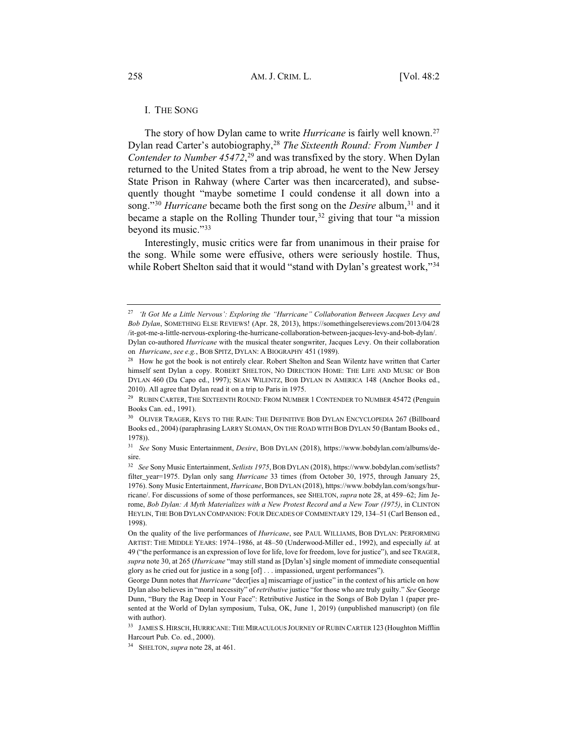## I. THE SONG

The story of how Dylan came to write *Hurricane* is fairly well known.[27] Dylan read Carter's autobiography,[28] *The Sixteenth Round: From Number 1 Contender to Number 45472*,[29] and was transfixed by the story. When Dylan returned to the United States from a trip abroad, he went to the New Jersey State Prison in Rahway (where Carter was then incarcerated), and subsequently thought "maybe sometime I could condense it all down into a song."[30] *Hurricane* became both the first song on the *Desire* album,[31] and it became a staple on the Rolling Thunder tour,[32] giving that tour "a mission beyond its music."[33]

Interestingly, music critics were far from unanimous in their praise for the song. While some were effusive, others were seriously hostile. Thus, while Robert Shelton said that it would "stand with Dylan's greatest work,"[34]

---

[27] *'It Got Me a Little Nervous': Exploring the "Hurricane" Collaboration Between Jacques Levy and Bob Dylan*, SOMETHING ELSE REVIEWS! (Apr. 28, 2013), https://somethingelsereviews.com/2013/04/28/it-got-me-a-little-nervous-exploring-the-hurricane-collaboration-between-jacques-levy-and-bob-dylan/. Dylan co-authored *Hurricane* with the musical theater songwriter, Jacques Levy. On their collaboration on *Hurricane*, *see e.g.*, BOB SPITZ, DYLAN: A BIOGRAPHY 451 (1989).

[28] How he got the book is not entirely clear. Robert Shelton and Sean Wilentz have written that Carter himself sent Dylan a copy. ROBERT SHELTON, NO DIRECTION HOME: THE LIFE AND MUSIC OF BOB DYLAN 460 (Da Capo ed., 1997); SEAN WILENTZ, BOB DYLAN IN AMERICA 148 (Anchor Books ed., 2010). All agree that Dylan read it on a trip to Paris in 1975.

[29] RUBIN CARTER, THE SIXTEENTH ROUND: FROM NUMBER 1 CONTENDER TO NUMBER 45472 (Penguin Books Can. ed., 1991).

[30] OLIVER TRAGER, KEYS TO THE RAIN: THE DEFINITIVE BOB DYLAN ENCYCLOPEDIA 267 (Billboard Books ed., 2004) (paraphrasing LARRY SLOMAN, ON THE ROAD WITH BOB DYLAN 50 (Bantam Books ed., 1978)).

[31] *See* Sony Music Entertainment, *Desire*, BOB DYLAN (2018), https://www.bobdylan.com/albums/desire.

[32] *See* Sony Music Entertainment, *Setlists 1975*, BOB DYLAN (2018), https://www.bobdylan.com/setlists?filter_year=1975. Dylan only sang *Hurricane* 33 times (from October 30, 1975, through January 25, 1976). Sony Music Entertainment, *Hurricane*, BOB DYLAN (2018), https://www.bobdylan.com/songs/hurricane/. For discussions of some of those performances, see SHELTON, *supra* note 28, at 459–62; Jim Jerome, *Bob Dylan: A Myth Materializes with a New Protest Record and a New Tour (1975)*, in CLINTON HEYLIN, THE BOB DYLAN COMPANION: FOUR DECADES OF COMMENTARY 129, 134–51 (Carl Benson ed., 1998).

On the quality of the live performances of *Hurricane*, see PAUL WILLIAMS, BOB DYLAN: PERFORMING ARTIST: THE MIDDLE YEARS: 1974–1986, at 48–50 (Underwood-Miller ed., 1992), and especially *id.* at 49 ("the performance is an expression of love for life, love for freedom, love for justice"), and see TRAGER, *supra* note 30, at 265 (*Hurricane* "may still stand as [Dylan's] single moment of immediate consequential glory as he cried out for justice in a song [of] . . . impassioned, urgent performances").

George Dunn notes that *Hurricane* "decr[ies a] miscarriage of justice" in the context of his article on how Dylan also believes in "moral necessity" of *retributive* justice "for those who are truly guilty." *See* George Dunn, "Bury the Rag Deep in Your Face": Retributive Justice in the Songs of Bob Dylan 1 (paper presented at the World of Dylan symposium, Tulsa, OK, June 1, 2019) (unpublished manuscript) (on file with author).

[33] JAMES S. HIRSCH, HURRICANE: THE MIRACULOUS JOURNEY OF RUBIN CARTER 123 (Houghton Mifflin Harcourt Pub. Co. ed., 2000).

[34] SHELTON, *supra* note 28, at 461.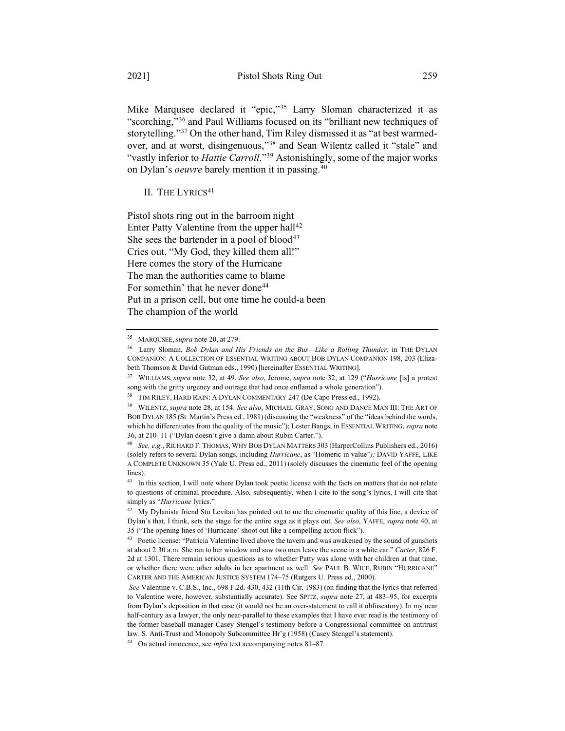Mike Marqusee declared it "epic,"[35] Larry Sloman characterized it as "scorching,"[36] and Paul Williams focused on its "brilliant new techniques of storytelling."[37] On the other hand, Tim Riley dismissed it as "at best warmed-over, and at worst, disingenuous,"[38] and Sean Wilentz called it "stale" and "vastly inferior to *Hattie Carroll*."[39] Astonishingly, some of the major works on Dylan's *oeuvre* barely mention it in passing.[40]

## II. THE LYRICS[41]

Pistol shots ring out in the barroom night
Enter Patty Valentine from the upper hall[42]
She sees the bartender in a pool of blood[43]
Cries out, "My God, they killed them all!"
Here comes the story of the Hurricane
The man the authorities came to blame
For somethin' that he never done[44]
Put in a prison cell, but one time he could-a been
The champion of the world

---

[35] MARQUSEE, *supra* note 20, at 279.

[36] Larry Sloman, *Bob Dylan and His Friends on the Bus—Like a Rolling Thunder*, in THE DYLAN COMPANION: A COLLECTION OF ESSENTIAL WRITING ABOUT BOB DYLAN COMPANION 198, 203 (Elizabeth Thomson & David Gutman eds., 1990) [hereinafter ESSENTIAL WRITING].

[37] WILLIAMS, *supra* note 32, at 49. *See also*, Jerome, *supra* note 32, at 129 ("*Hurricane* [is] a protest song with the gritty urgency and outrage that had once enflamed a whole generation").

[38] TIM RILEY, HARD RAIN: A DYLAN COMMENTARY 247 (De Capo Press ed., 1992).

[39] WILENTZ, *supra* note 28, at 154. *See also*, MICHAEL GRAY, SONG AND DANCE MAN III: THE ART OF BOB DYLAN 185 (St. Martin's Press ed., 1981) (discussing the "weakness" of the "ideas behind the words, which he differentiates from the quality of the music"); Lester Bangs, in ESSENTIAL WRITING, *supra* note 36, at 210–11 ("Dylan doesn't give a damn about Rubin Carter.").

[40] *See, e.g.*, RICHARD F. THOMAS, WHY BOB DYLAN MATTERS 303 (HarperCollins Publishers ed., 2016) (solely refers to several Dylan songs, including *Hurricane*, as "Homeric in value"*);* DAVID YAFFE, LIKE A COMPLETE UNKNOWN 35 (Yale U. Press ed., 2011) (solely discusses the cinematic feel of the opening lines).

[41] In this section, I will note where Dylan took poetic license with the facts on matters that do not relate to questions of criminal procedure. Also, subsequently, when I cite to the song's lyrics, I will cite that simply as "*Hurricane* lyrics."

[42] My Dylanista friend Stu Levitan has pointed out to me the cinematic quality of this line, a device of Dylan's that, I think, sets the stage for the entire saga as it plays out. *See also*, YAFFE, *supra* note 40, at 35 ("The opening lines of 'Hurricane' shoot out like a compelling action flick").

[43] Poetic license: "Patricia Valentine lived above the tavern and was awakened by the sound of gunshots at about 2:30 a.m. She ran to her window and saw two men leave the scene in a white car." *Carter*, 826 F. 2d at 1301. There remain serious questions as to whether Patty was alone with her children at that time, or whether there were other adults in her apartment as well. *See* PAUL B. WICE, RUBIN "HURRICANE" CARTER AND THE AMERICAN JUSTICE SYSTEM 174–75 (Rutgers U. Press ed., 2000).

*See* Valentine v. C.B.S., Inc., 698 F.2d. 430, 432 (11th Cir. 1983) (on finding that the lyrics that referred to Valentine were, however, substantially accurate). See SPITZ, *supra* note 27, at 483–95, for excerpts from Dylan's deposition in that case (it would not be an over-statement to call it obfuscatory). In my near half-century as a lawyer, the only near-parallel to these examples that I have ever read is the testimony of the former baseball manager Casey Stengel's testimony before a Congressional committee on antitrust law. S. Anti-Trust and Monopoly Subcommittee Hr'g (1958) (Casey Stengel's statement).

[44] On actual innocence, see *infra* text accompanying notes 81–87.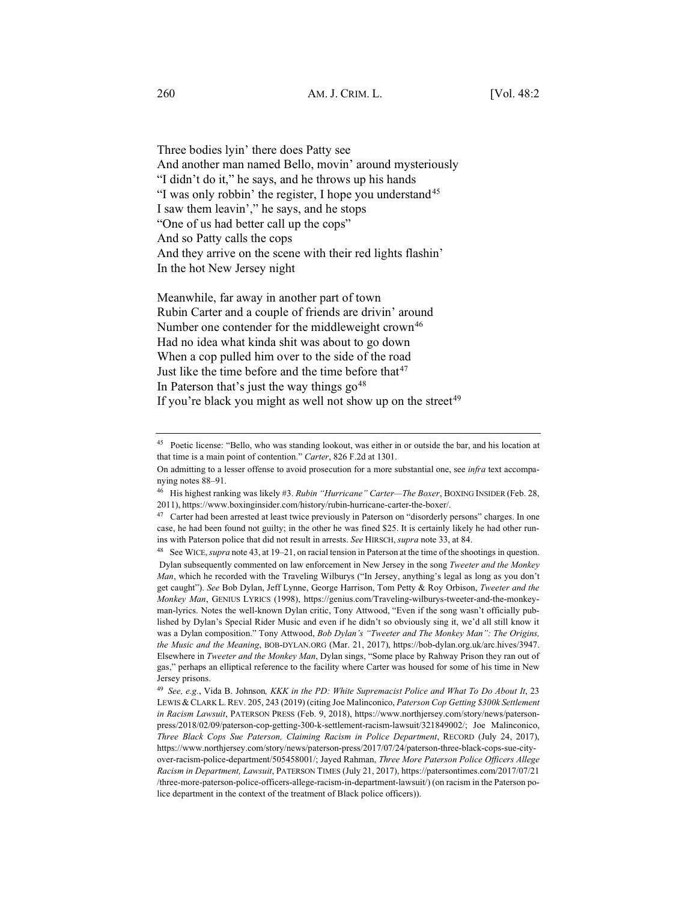Three bodies lyin' there does Patty see
And another man named Bello, movin' around mysteriously
"I didn't do it," he says, and he throws up his hands
"I was only robbin' the register, I hope you understand[45]
I saw them leavin'," he says, and he stops
"One of us had better call up the cops"
And so Patty calls the cops
And they arrive on the scene with their red lights flashin'
In the hot New Jersey night

Meanwhile, far away in another part of town
Rubin Carter and a couple of friends are drivin' around
Number one contender for the middleweight crown[46]
Had no idea what kinda shit was about to go down
When a cop pulled him over to the side of the road
Just like the time before and the time before that[47]
In Paterson that's just the way things go[48]
If you're black you might as well not show up on the street[49]

---

[45] Poetic license: "Bello, who was standing lookout, was either in or outside the bar, and his location at that time is a main point of contention." *Carter*, 826 F.2d at 1301.

On admitting to a lesser offense to avoid prosecution for a more substantial one, see *infra* text accompanying notes 88–91.

[46] His highest ranking was likely #3. *Rubin "Hurricane" Carter—The Boxer*, BOXING INSIDER (Feb. 28, 2011), https://www.boxinginsider.com/history/rubin-hurricane-carter-the-boxer/.

[47] Carter had been arrested at least twice previously in Paterson on "disorderly persons" charges. In one case, he had been found not guilty; in the other he was fined $25. It is certainly likely he had other run-ins with Paterson police that did not result in arrests. *See* HIRSCH, *supra* note 33, at 84.

[48] See WICE, *supra* note 43, at 19–21, on racial tension in Paterson at the time of the shootings in question. Dylan subsequently commented on law enforcement in New Jersey in the song *Tweeter and the Monkey Man*, which he recorded with the Traveling Wilburys ("In Jersey, anything's legal as long as you don't get caught"). *See* Bob Dylan, Jeff Lynne, George Harrison, Tom Petty & Roy Orbison, *Tweeter and the Monkey Man*, GENIUS LYRICS (1998), https://genius.com/Traveling-wilburys-tweeter-and-the-monkey-man-lyrics. Notes the well-known Dylan critic, Tony Attwood, "Even if the song wasn't officially published by Dylan's Special Rider Music and even if he didn't so obviously sing it, we'd all still know it was a Dylan composition." Tony Attwood, *Bob Dylan's "Tweeter and The Monkey Man": The Origins, the Music and the Meaning*, BOB-DYLAN.ORG (Mar. 21, 2017), https://bob-dylan.org.uk/arc.hives/3947. Elsewhere in *Tweeter and the Monkey Man*, Dylan sings, "Some place by Rahway Prison they ran out of gas," perhaps an elliptical reference to the facility where Carter was housed for some of his time in New Jersey prisons.

[49] *See, e.g.*, Vida B. Johnson, *KKK in the PD: White Supremacist Police and What To Do About It*, 23 LEWIS & CLARK L. REV. 205, 243 (2019) (citing Joe Malinconico, *Paterson Cop Getting $300k Settlement in Racism Lawsuit*, PATERSON PRESS (Feb. 9, 2018), https://www.northjersey.com/story/news/paterson-press/2018/02/09/paterson-cop-getting-300-k-settlement-racism-lawsuit/321849002/; Joe Malinconico, *Three Black Cops Sue Paterson, Claiming Racism in Police Department*, RECORD (July 24, 2017), https://www.northjersey.com/story/news/paterson-press/2017/07/24/paterson-three-black-cops-sue-city-over-racism-police-department/505458001/; Jayed Rahman, *Three More Paterson Police Officers Allege Racism in Department, Lawsuit*, PATERSON TIMES (July 21, 2017), https://patersontimes.com/2017/07/21/three-more-paterson-police-officers-allege-racism-in-department-lawsuit/) (on racism in the Paterson police department in the context of the treatment of Black police officers)).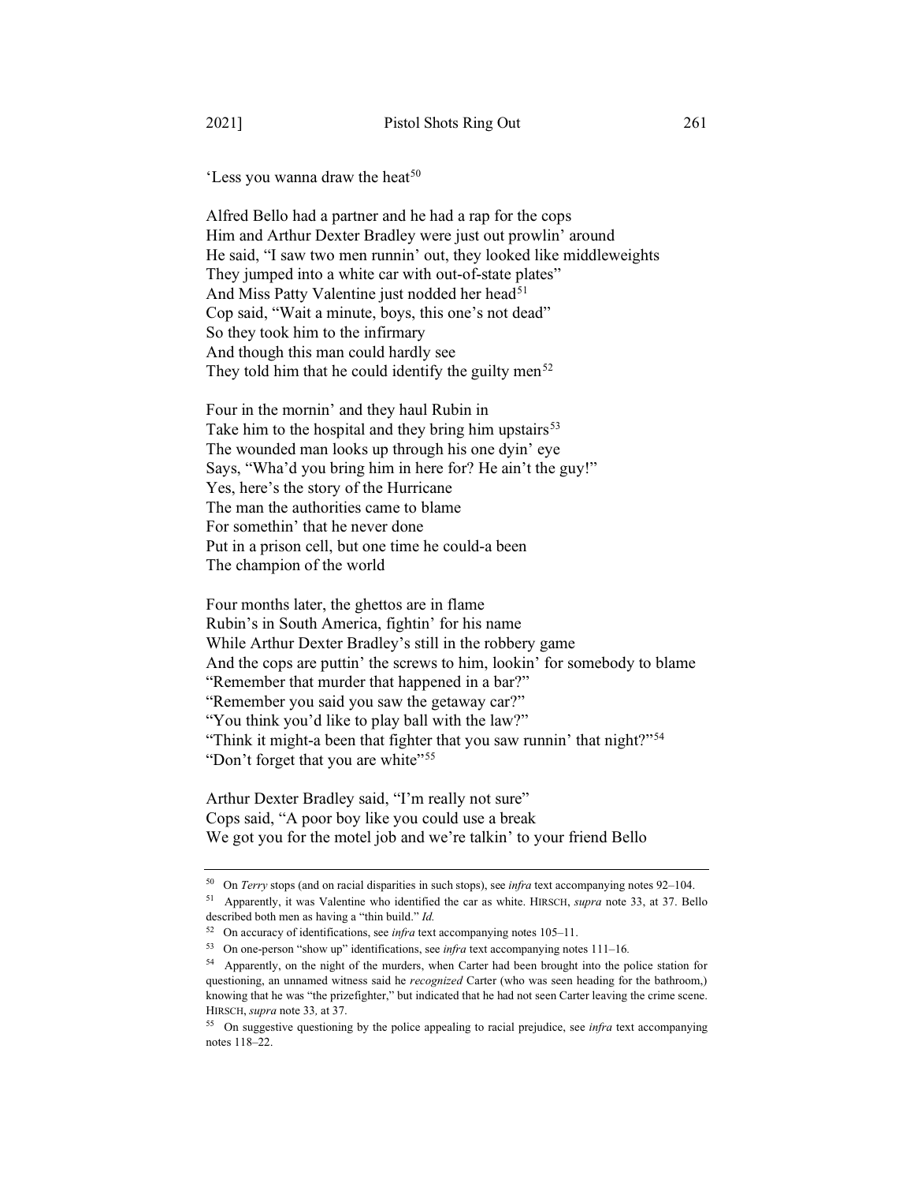'Less you wanna draw the heat[50]

Alfred Bello had a partner and he had a rap for the cops
Him and Arthur Dexter Bradley were just out prowlin' around
He said, "I saw two men runnin' out, they looked like middleweights
They jumped into a white car with out-of-state plates"
And Miss Patty Valentine just nodded her head[51]
Cop said, "Wait a minute, boys, this one's not dead"
So they took him to the infirmary
And though this man could hardly see
They told him that he could identify the guilty men[52]

Four in the mornin' and they haul Rubin in
Take him to the hospital and they bring him upstairs[53]
The wounded man looks up through his one dyin' eye
Says, "Wha'd you bring him in here for? He ain't the guy!"
Yes, here's the story of the Hurricane
The man the authorities came to blame
For somethin' that he never done
Put in a prison cell, but one time he could-a been
The champion of the world

Four months later, the ghettos are in flame
Rubin's in South America, fightin' for his name
While Arthur Dexter Bradley's still in the robbery game
And the cops are puttin' the screws to him, lookin' for somebody to blame
"Remember that murder that happened in a bar?"
"Remember you said you saw the getaway car?"
"You think you'd like to play ball with the law?"
"Think it might-a been that fighter that you saw runnin' that night?"[54]
"Don't forget that you are white"[55]

Arthur Dexter Bradley said, "I'm really not sure"
Cops said, "A poor boy like you could use a break
We got you for the motel job and we're talkin' to your friend Bello

---

[50] On *Terry* stops (and on racial disparities in such stops), see *infra* text accompanying notes 92–104.

[51] Apparently, it was Valentine who identified the car as white. HIRSCH, *supra* note 33, at 37. Bello described both men as having a "thin build." *Id.*

[52] On accuracy of identifications, see *infra* text accompanying notes 105–11.

[53] On one-person "show up" identifications, see *infra* text accompanying notes 111–16.

[54] Apparently, on the night of the murders, when Carter had been brought into the police station for questioning, an unnamed witness said he *recognized* Carter (who was seen heading for the bathroom,) knowing that he was "the prizefighter," but indicated that he had not seen Carter leaving the crime scene. HIRSCH, *supra* note 33, at 37.

[55] On suggestive questioning by the police appealing to racial prejudice, see *infra* text accompanying notes 118–22.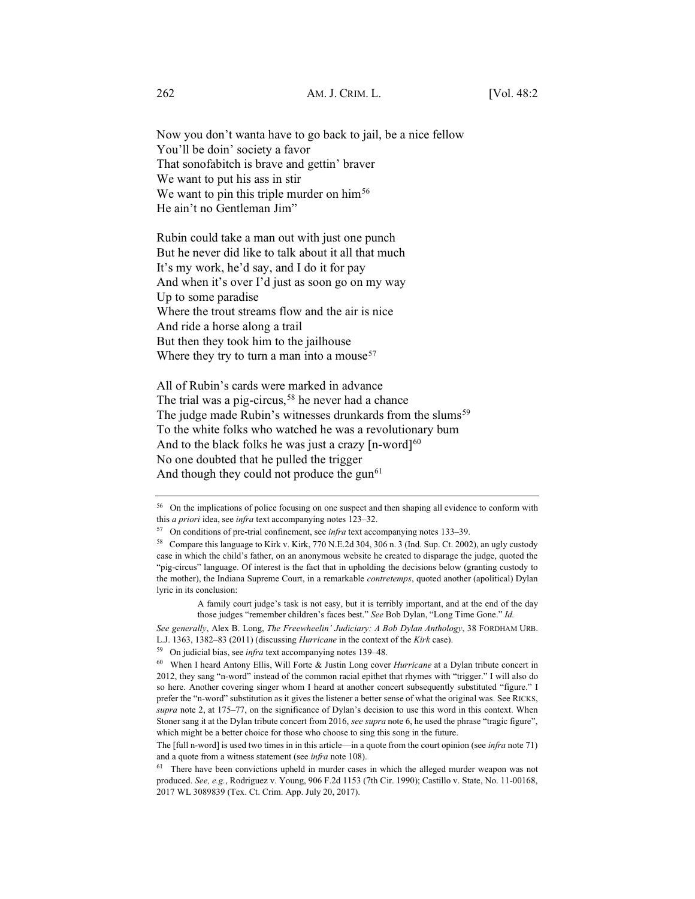Now you don't wanta have to go back to jail, be a nice fellow
You'll be doin' society a favor
That sonofabitch is brave and gettin' braver
We want to put his ass in stir
We want to pin this triple murder on him[56]
He ain't no Gentleman Jim"

Rubin could take a man out with just one punch
But he never did like to talk about it all that much
It's my work, he'd say, and I do it for pay
And when it's over I'd just as soon go on my way
Up to some paradise
Where the trout streams flow and the air is nice
And ride a horse along a trail
But then they took him to the jailhouse
Where they try to turn a man into a mouse[57]

All of Rubin's cards were marked in advance
The trial was a pig-circus,[58] he never had a chance
The judge made Rubin's witnesses drunkards from the slums[59]
To the white folks who watched he was a revolutionary bum
And to the black folks he was just a crazy [n-word][60]
No one doubted that he pulled the trigger
And though they could not produce the gun[61]

---

[56] On the implications of police focusing on one suspect and then shaping all evidence to conform with this *a priori* idea, see *infra* text accompanying notes 123–32.

[57] On conditions of pre-trial confinement, see *infra* text accompanying notes 133–39.

[58] Compare this language to Kirk v. Kirk, 770 N.E.2d 304, 306 n. 3 (Ind. Sup. Ct. 2002), an ugly custody case in which the child's father, on an anonymous website he created to disparage the judge, quoted the "pig-circus" language. Of interest is the fact that in upholding the decisions below (granting custody to the mother), the Indiana Supreme Court, in a remarkable *contretemps*, quoted another (apolitical) Dylan lyric in its conclusion:

> A family court judge's task is not easy, but it is terribly important, and at the end of the day those judges "remember children's faces best." *See* Bob Dylan, "Long Time Gone." *Id.*

*See generally*, Alex B. Long, *The Freewheelin' Judiciary: A Bob Dylan Anthology*, 38 FORDHAM URB. L.J. 1363, 1382–83 (2011) (discussing *Hurricane* in the context of the *Kirk* case).

[59] On judicial bias, see *infra* text accompanying notes 139–48.

[60] When I heard Antony Ellis, Will Forte & Justin Long cover *Hurricane* at a Dylan tribute concert in 2012, they sang "n-word" instead of the common racial epithet that rhymes with "trigger." I will also do so here. Another covering singer whom I heard at another concert subsequently substituted "figure." I prefer the "n-word" substitution as it gives the listener a better sense of what the original was. See RICKS, *supra* note 2, at 175–77, on the significance of Dylan's decision to use this word in this context. When Stoner sang it at the Dylan tribute concert from 2016, *see supra* note 6, he used the phrase "tragic figure", which might be a better choice for those who choose to sing this song in the future.

The [full n-word] is used two times in in this article—in a quote from the court opinion (see *infra* note 71) and a quote from a witness statement (see *infra* note 108).

[61] There have been convictions upheld in murder cases in which the alleged murder weapon was not produced. *See, e.g.*, Rodriguez v. Young, 906 F.2d 1153 (7th Cir. 1990); Castillo v. State, No. 11-00168, 2017 WL 3089839 (Tex. Ct. Crim. App. July 20, 2017).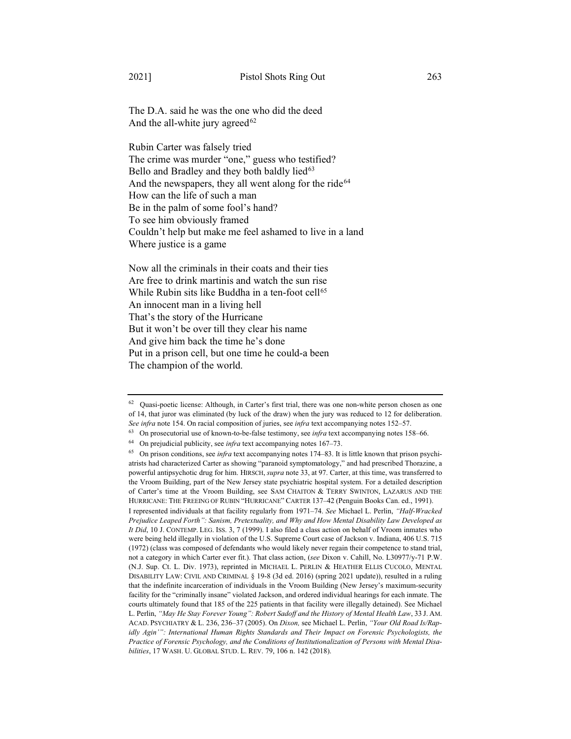The D.A. said he was the one who did the deed
And the all-white jury agreed[62]

Rubin Carter was falsely tried
The crime was murder "one," guess who testified?
Bello and Bradley and they both baldly lied[63]
And the newspapers, they all went along for the ride[64]
How can the life of such a man
Be in the palm of some fool's hand?
To see him obviously framed
Couldn't help but make me feel ashamed to live in a land
Where justice is a game

Now all the criminals in their coats and their ties
Are free to drink martinis and watch the sun rise
While Rubin sits like Buddha in a ten-foot cell[65]
An innocent man in a living hell
That's the story of the Hurricane
But it won't be over till they clear his name
And give him back the time he's done
Put in a prison cell, but one time he could-a been
The champion of the world.

---

[62] Quasi-poetic license: Although, in Carter's first trial, there was one non-white person chosen as one of 14, that juror was eliminated (by luck of the draw) when the jury was reduced to 12 for deliberation. *See infra* note 154. On racial composition of juries, see *infra* text accompanying notes 152–57.

[63] On prosecutorial use of known-to-be-false testimony, see *infra* text accompanying notes 158–66.

[64] On prejudicial publicity, see *infra* text accompanying notes 167–73.

[65] On prison conditions, see *infra* text accompanying notes 174–83. It is little known that prison psychiatrists had characterized Carter as showing "paranoid symptomatology," and had prescribed Thorazine, a powerful antipsychotic drug for him. HIRSCH, *supra* note 33, at 97. Carter, at this time, was transferred to the Vroom Building, part of the New Jersey state psychiatric hospital system. For a detailed description of Carter's time at the Vroom Building, see SAM CHAITON & TERRY SWINTON, LAZARUS AND THE HURRICANE: THE FREEING OF RUBIN "HURRICANE" CARTER 137–42 (Penguin Books Can. ed., 1991).

I represented individuals at that facility regularly from 1971–74. *See* Michael L. Perlin, *"Half-Wracked Prejudice Leaped Forth": Sanism, Pretextuality, and Why and How Mental Disability Law Developed as It Did*, 10 J. CONTEMP. LEG. ISS. 3, 7 (1999). I also filed a class action on behalf of Vroom inmates who were being held illegally in violation of the U.S. Supreme Court case of Jackson v. Indiana, 406 U.S. 715 (1972) (class was composed of defendants who would likely never regain their competence to stand trial, not a category in which Carter ever fit.). That class action, (*see* Dixon v. Cahill, No. L30977/y-71 P.W. (N.J. Sup. Ct. L. Div. 1973), reprinted in MICHAEL L. PERLIN & HEATHER ELLIS CUCOLO, MENTAL DISABILITY LAW: CIVIL AND CRIMINAL § 19-8 (3d ed. 2016) (spring 2021 update)), resulted in a ruling that the indefinite incarceration of individuals in the Vroom Building (New Jersey's maximum-security facility for the "criminally insane" violated Jackson, and ordered individual hearings for each inmate. The courts ultimately found that 185 of the 225 patients in that facility were illegally detained). See Michael L. Perlin, *"May He Stay Forever Young": Robert Sadoff and the History of Mental Health Law*, 33 J. AM. ACAD. PSYCHIATRY & L. 236, 236–37 (2005). On *Dixon,* see Michael L. Perlin, *"Your Old Road Is/Rapidly Agin'": International Human Rights Standards and Their Impact on Forensic Psychologists, the Practice of Forensic Psychology, and the Conditions of Institutionalization of Persons with Mental Disabilities*, 17 WASH. U. GLOBAL STUD. L. REV. 79, 106 n. 142 (2018).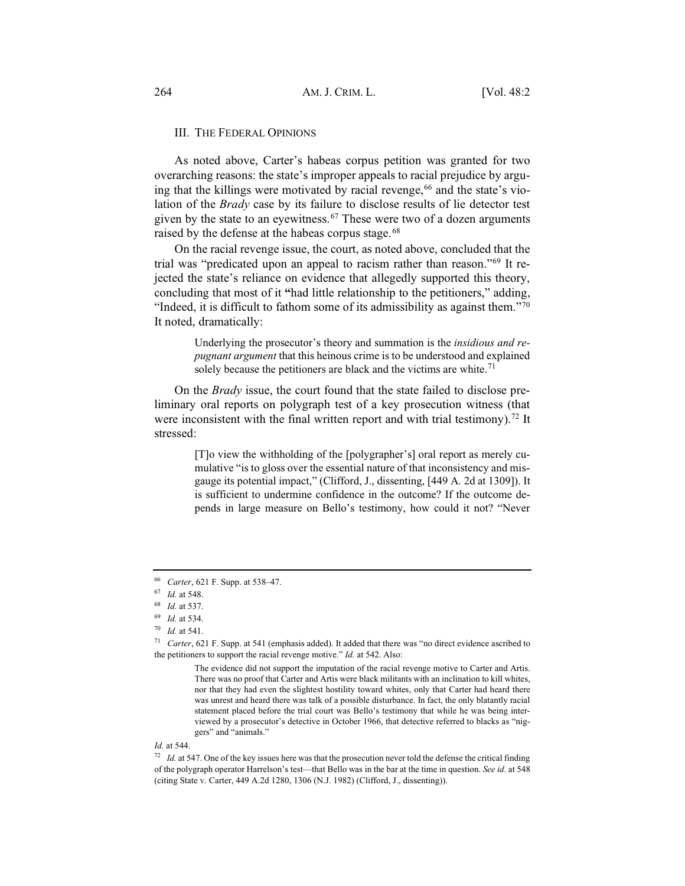## III. The Federal Opinions

As noted above, Carter's habeas corpus petition was granted for two overarching reasons: the state's improper appeals to racial prejudice by arguing that the killings were motivated by racial revenge,[66] and the state's violation of the *Brady* case by its failure to disclose results of lie detector test given by the state to an eyewitness.[67] These were two of a dozen arguments raised by the defense at the habeas corpus stage.[68]

On the racial revenge issue, the court, as noted above, concluded that the trial was "predicated upon an appeal to racism rather than reason."[69] It rejected the state's reliance on evidence that allegedly supported this theory, concluding that most of it "had little relationship to the petitioners," adding, "Indeed, it is difficult to fathom some of its admissibility as against them."[70] It noted, dramatically:

> Underlying the prosecutor's theory and summation is the *insidious and repugnant argument* that this heinous crime is to be understood and explained solely because the petitioners are black and the victims are white.[71]

On the *Brady* issue, the court found that the state failed to disclose preliminary oral reports on polygraph test of a key prosecution witness (that were inconsistent with the final written report and with trial testimony).[72] It stressed:

> [T]o view the withholding of the [polygrapher's] oral report as merely cumulative "is to gloss over the essential nature of that inconsistency and misgauge its potential impact," (Clifford, J., dissenting, [449 A. 2d at 1309]). It is sufficient to undermine confidence in the outcome? If the outcome depends in large measure on Bello's testimony, how could it not? "Never

---

[66] *Carter*, 621 F. Supp. at 538–47.

[67] *Id.* at 548.

[68] *Id.* at 537.

[69] *Id.* at 534.

[70] *Id.* at 541.

[71] *Carter*, 621 F. Supp. at 541 (emphasis added). It added that there was "no direct evidence ascribed to the petitioners to support the racial revenge motive." *Id.* at 542. Also:

> The evidence did not support the imputation of the racial revenge motive to Carter and Artis. There was no proof that Carter and Artis were black militants with an inclination to kill whites, nor that they had even the slightest hostility toward whites, only that Carter had heard there was unrest and heard there was talk of a possible disturbance. In fact, the only blatantly racial statement placed before the trial court was Bello's testimony that while he was being interviewed by a prosecutor's detective in October 1966, that detective referred to blacks as "niggers" and "animals."

*Id.* at 544.

[72] *Id.* at 547. One of the key issues here was that the prosecution never told the defense the critical finding of the polygraph operator Harrelson's test—that Bello was in the bar at the time in question. *See id.* at 548 (citing State v. Carter, 449 A.2d 1280, 1306 (N.J. 1982) (Clifford, J., dissenting)).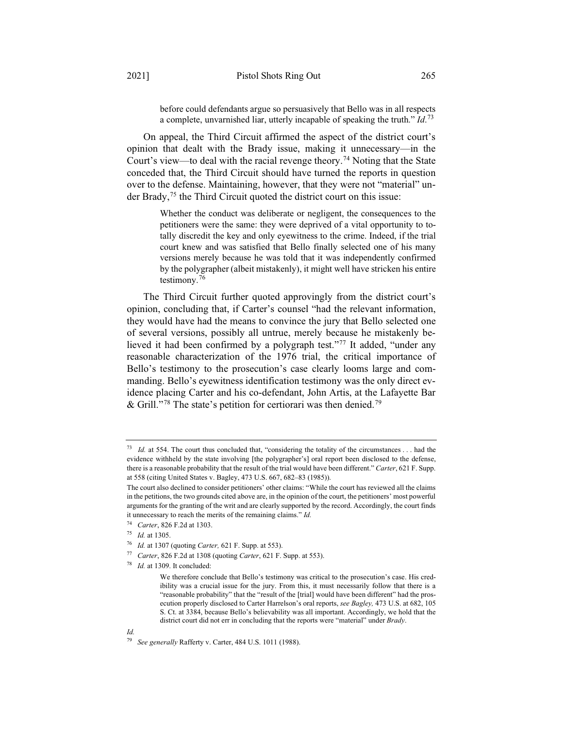before could defendants argue so persuasively that Bello was in all respects a complete, unvarnished liar, utterly incapable of speaking the truth." *Id.*[73]

On appeal, the Third Circuit affirmed the aspect of the district court's opinion that dealt with the Brady issue, making it unnecessary—in the Court's view—to deal with the racial revenge theory.[74] Noting that the State conceded that, the Third Circuit should have turned the reports in question over to the defense. Maintaining, however, that they were not "material" under Brady,[75] the Third Circuit quoted the district court on this issue:

> Whether the conduct was deliberate or negligent, the consequences to the petitioners were the same: they were deprived of a vital opportunity to totally discredit the key and only eyewitness to the crime. Indeed, if the trial court knew and was satisfied that Bello finally selected one of his many versions merely because he was told that it was independently confirmed by the polygrapher (albeit mistakenly), it might well have stricken his entire testimony.[76]

The Third Circuit further quoted approvingly from the district court's opinion, concluding that, if Carter's counsel "had the relevant information, they would have had the means to convince the jury that Bello selected one of several versions, possibly all untrue, merely because he mistakenly believed it had been confirmed by a polygraph test."[77] It added, "under any reasonable characterization of the 1976 trial, the critical importance of Bello's testimony to the prosecution's case clearly looms large and commanding. Bello's eyewitness identification testimony was the only direct evidence placing Carter and his co-defendant, John Artis, at the Lafayette Bar & Grill."[78] The state's petition for certiorari was then denied.[79]

---

[73] *Id.* at 554. The court thus concluded that, "considering the totality of the circumstances . . . had the evidence withheld by the state involving [the polygrapher's] oral report been disclosed to the defense, there is a reasonable probability that the result of the trial would have been different." *Carter*, 621 F. Supp. at 558 (citing United States v. Bagley, 473 U.S. 667, 682–83 (1985)).

The court also declined to consider petitioners' other claims: "While the court has reviewed all the claims in the petitions, the two grounds cited above are, in the opinion of the court, the petitioners' most powerful arguments for the granting of the writ and are clearly supported by the record. Accordingly, the court finds it unnecessary to reach the merits of the remaining claims." *Id.*

[74] *Carter*, 826 F.2d at 1303.

[75] *Id.* at 1305.

[76] *Id.* at 1307 (quoting *Carter,* 621 F. Supp. at 553).

[77] *Carter*, 826 F.2d at 1308 (quoting *Carter*, 621 F. Supp. at 553).

[78] *Id.* at 1309. It concluded:

> We therefore conclude that Bello's testimony was critical to the prosecution's case. His credibility was a crucial issue for the jury. From this, it must necessarily follow that there is a "reasonable probability" that the "result of the [trial] would have been different" had the prosecution properly disclosed to Carter Harrelson's oral reports, *see Bagley,* 473 U.S. at 682, 105 S. Ct. at 3384, because Bello's believability was all important. Accordingly, we hold that the district court did not err in concluding that the reports were "material" under *Brady*.

*Id.*

[79] *See generally* Rafferty v. Carter, 484 U.S. 1011 (1988).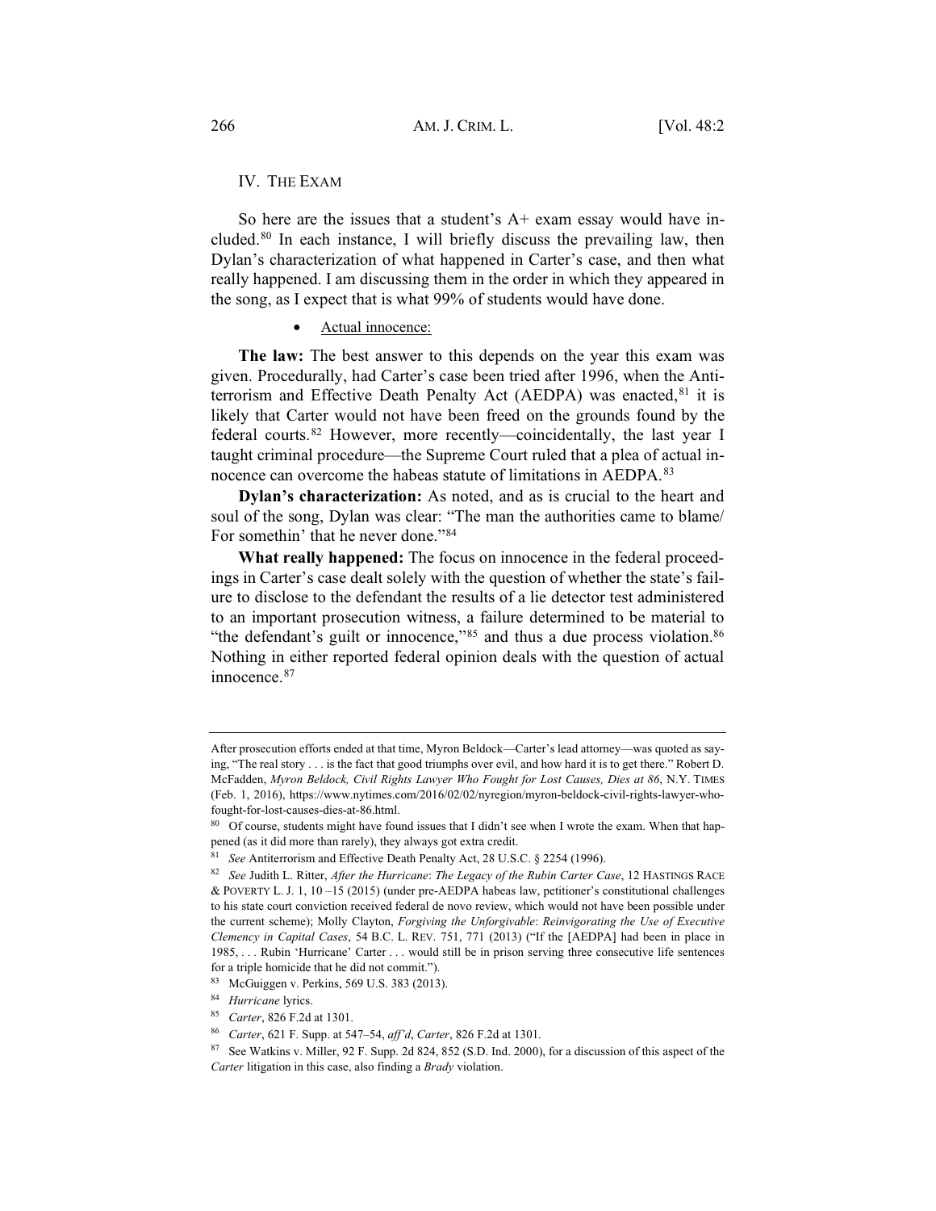## IV. THE EXAM

So here are the issues that a student's A+ exam essay would have included.[80] In each instance, I will briefly discuss the prevailing law, then Dylan's characterization of what happened in Carter's case, and then what really happened. I am discussing them in the order in which they appeared in the song, as I expect that is what 99% of students would have done.

- Actual innocence:

**The law:** The best answer to this depends on the year this exam was given. Procedurally, had Carter's case been tried after 1996, when the Antiterrorism and Effective Death Penalty Act (AEDPA) was enacted,[81] it is likely that Carter would not have been freed on the grounds found by the federal courts.[82] However, more recently—coincidentally, the last year I taught criminal procedure—the Supreme Court ruled that a plea of actual innocence can overcome the habeas statute of limitations in AEDPA.[83]

**Dylan's characterization:** As noted, and as is crucial to the heart and soul of the song, Dylan was clear: "The man the authorities came to blame/ For somethin' that he never done."[84]

**What really happened:** The focus on innocence in the federal proceedings in Carter's case dealt solely with the question of whether the state's failure to disclose to the defendant the results of a lie detector test administered to an important prosecution witness, a failure determined to be material to "the defendant's guilt or innocence,"[85] and thus a due process violation.[86] Nothing in either reported federal opinion deals with the question of actual innocence.[87]

---

After prosecution efforts ended at that time, Myron Beldock—Carter's lead attorney—was quoted as saying, "The real story . . . is the fact that good triumphs over evil, and how hard it is to get there." Robert D. McFadden, *Myron Beldock, Civil Rights Lawyer Who Fought for Lost Causes, Dies at 86*, N.Y. TIMES (Feb. 1, 2016), https://www.nytimes.com/2016/02/02/nyregion/myron-beldock-civil-rights-lawyer-who-fought-for-lost-causes-dies-at-86.html.

[80] Of course, students might have found issues that I didn't see when I wrote the exam. When that happened (as it did more than rarely), they always got extra credit.

[81] *See* Antiterrorism and Effective Death Penalty Act, 28 U.S.C. § 2254 (1996).

[82] *See* Judith L. Ritter, *After the Hurricane*: *The Legacy of the Rubin Carter Case*, 12 HASTINGS RACE & POVERTY L. J. 1, 10 –15 (2015) (under pre-AEDPA habeas law, petitioner's constitutional challenges to his state court conviction received federal de novo review, which would not have been possible under the current scheme); Molly Clayton, *Forgiving the Unforgivable*: *Reinvigorating the Use of Executive Clemency in Capital Cases*, 54 B.C. L. REV. 751, 771 (2013) ("If the [AEDPA] had been in place in 1985, . . . Rubin 'Hurricane' Carter . . . would still be in prison serving three consecutive life sentences for a triple homicide that he did not commit.").

[83] McGuiggen v. Perkins, 569 U.S. 383 (2013).

[84] *Hurricane* lyrics.

[85] *Carter*, 826 F.2d at 1301.

[86] *Carter*, 621 F. Supp. at 547–54, *aff'd*, *Carter*, 826 F.2d at 1301.

[87] See Watkins v. Miller, 92 F. Supp. 2d 824, 852 (S.D. Ind. 2000), for a discussion of this aspect of the *Carter* litigation in this case, also finding a *Brady* violation.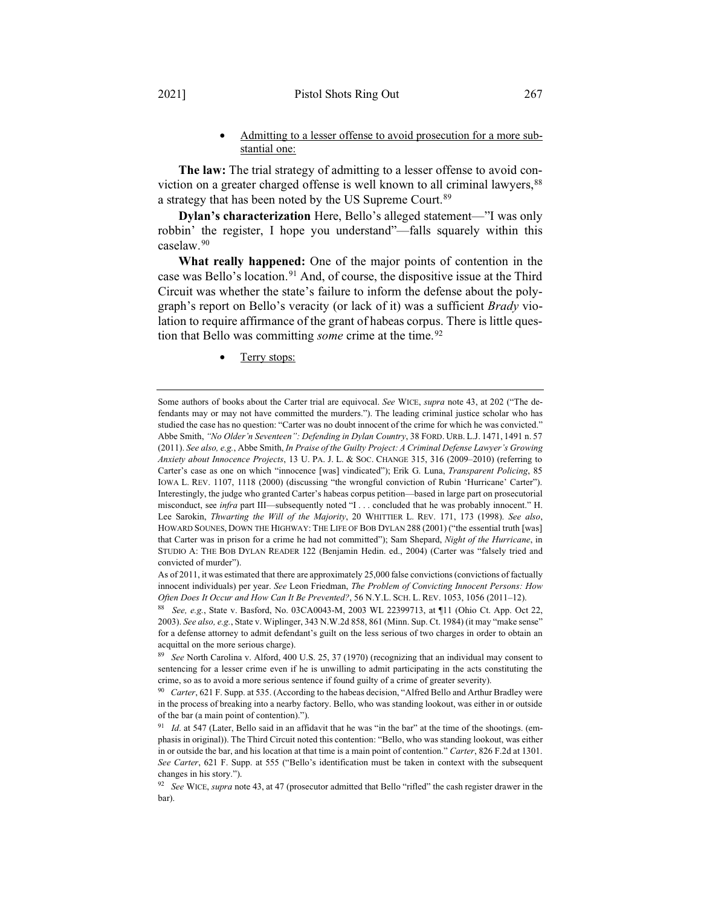- <u>Admitting to a lesser offense to avoid prosecution for a more substantial one:</u>

**The law:** The trial strategy of admitting to a lesser offense to avoid conviction on a greater charged offense is well known to all criminal lawyers,[88] a strategy that has been noted by the US Supreme Court.[89]

**Dylan's characterization** Here, Bello's alleged statement—"I was only robbin' the register, I hope you understand"—falls squarely within this caselaw.[90]

**What really happened:** One of the major points of contention in the case was Bello's location.[91] And, of course, the dispositive issue at the Third Circuit was whether the state's failure to inform the defense about the polygraph's report on Bello's veracity (or lack of it) was a sufficient *Brady* violation to require affirmance of the grant of habeas corpus. There is little question that Bello was committing *some* crime at the time.[92]

- <u>Terry stops:</u>

---

Some authors of books about the Carter trial are equivocal. *See* WICE, *supra* note 43, at 202 ("The defendants may or may not have committed the murders."). The leading criminal justice scholar who has studied the case has no question: "Carter was no doubt innocent of the crime for which he was convicted." Abbe Smith, *"No Older'n Seventeen": Defending in Dylan Country*, 38 FORD. URB. L.J. 1471, 1491 n. 57 (2011). *See also, e.g.*, Abbe Smith, *In Praise of the Guilty Project: A Criminal Defense Lawyer's Growing Anxiety about Innocence Projects*, 13 U. PA. J. L. & SOC. CHANGE 315, 316 (2009–2010) (referring to Carter's case as one on which "innocence [was] vindicated"); Erik G. Luna, *Transparent Policing*, 85 IOWA L. REV. 1107, 1118 (2000) (discussing "the wrongful conviction of Rubin 'Hurricane' Carter"). Interestingly, the judge who granted Carter's habeas corpus petition—based in large part on prosecutorial misconduct, see *infra* part III—subsequently noted "I . . . concluded that he was probably innocent." H. Lee Sarokin, *Thwarting the Will of the Majority*, 20 WHITTIER L. REV. 171, 173 (1998). *See also*, HOWARD SOUNES, DOWN THE HIGHWAY: THE LIFE OF BOB DYLAN 288 (2001) ("the essential truth [was] that Carter was in prison for a crime he had not committed"); Sam Shepard, *Night of the Hurricane*, in STUDIO A: THE BOB DYLAN READER 122 (Benjamin Hedin. ed., 2004) (Carter was "falsely tried and convicted of murder").

As of 2011, it was estimated that there are approximately 25,000 false convictions (convictions of factually innocent individuals) per year. *See* Leon Friedman, *The Problem of Convicting Innocent Persons: How Often Does It Occur and How Can It Be Prevented?*, 56 N.Y.L. SCH. L. REV. 1053, 1056 (2011–12).

[88] *See, e.g.*, State v. Basford, No. 03CA0043-M, 2003 WL 22399713, at ¶11 (Ohio Ct. App. Oct 22, 2003). *See also, e.g.*, State v. Wiplinger, 343 N.W.2d 858, 861 (Minn. Sup. Ct. 1984) (it may "make sense" for a defense attorney to admit defendant's guilt on the less serious of two charges in order to obtain an acquittal on the more serious charge).

[89] *See* North Carolina v. Alford, 400 U.S. 25, 37 (1970) (recognizing that an individual may consent to sentencing for a lesser crime even if he is unwilling to admit participating in the acts constituting the crime, so as to avoid a more serious sentence if found guilty of a crime of greater severity).

[90] *Carter*, 621 F. Supp. at 535. (According to the habeas decision, "Alfred Bello and Arthur Bradley were in the process of breaking into a nearby factory. Bello, who was standing lookout, was either in or outside of the bar (a main point of contention).").

[91] *Id*. at 547 (Later, Bello said in an affidavit that he was "in the bar" at the time of the shootings. (emphasis in original)). The Third Circuit noted this contention: "Bello, who was standing lookout, was either in or outside the bar, and his location at that time is a main point of contention." *Carter*, 826 F.2d at 1301. *See Carter*, 621 F. Supp. at 555 ("Bello's identification must be taken in context with the subsequent changes in his story.").

[92] *See* WICE, *supra* note 43, at 47 (prosecutor admitted that Bello "rifled" the cash register drawer in the bar).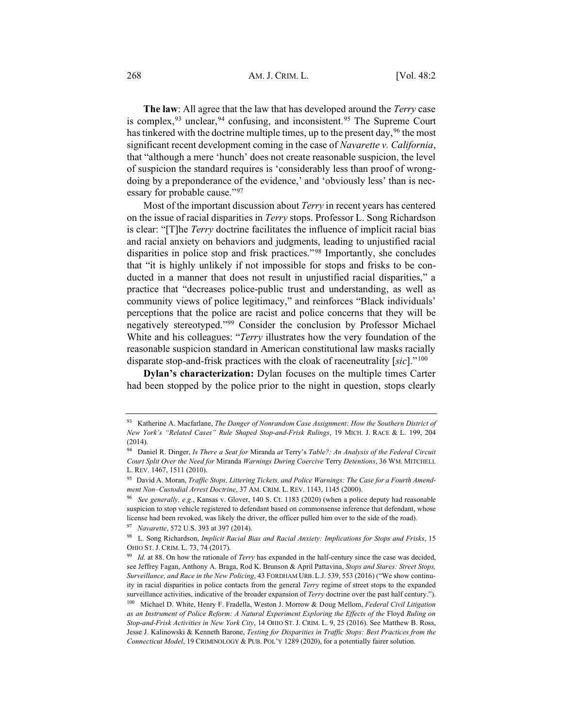**The law**: All agree that the law that has developed around the *Terry* case is complex,[93] unclear,[94] confusing, and inconsistent.[95] The Supreme Court has tinkered with the doctrine multiple times, up to the present day,[96] the most significant recent development coming in the case of *Navarette v. California*, that "although a mere 'hunch' does not create reasonable suspicion, the level of suspicion the standard requires is 'considerably less than proof of wrongdoing by a preponderance of the evidence,' and 'obviously less' than is necessary for probable cause."[97]

Most of the important discussion about *Terry* in recent years has centered on the issue of racial disparities in *Terry* stops. Professor L. Song Richardson is clear: "[T]he *Terry* doctrine facilitates the influence of implicit racial bias and racial anxiety on behaviors and judgments, leading to unjustified racial disparities in police stop and frisk practices."[98] Importantly, she concludes that "it is highly unlikely if not impossible for stops and frisks to be conducted in a manner that does not result in unjustified racial disparities," a practice that "decreases police-public trust and understanding, as well as community views of police legitimacy," and reinforces "Black individuals' perceptions that the police are racist and police concerns that they will be negatively stereotyped."[99] Consider the conclusion by Professor Michael White and his colleagues: "*Terry* illustrates how the very foundation of the reasonable suspicion standard in American constitutional law masks racially disparate stop-and-frisk practices with the cloak of raceneutrality [*sic*]."[100]

**Dylan's characterization:** Dylan focuses on the multiple times Carter had been stopped by the police prior to the night in question, stops clearly

---

[93] Katherine A. Macfarlane, *The Danger of Nonrandom Case Assignment: How the Southern District of New York's "Related Cases" Rule Shaped Stop-and-Frisk Rulings*, 19 MICH. J. RACE & L. 199, 204 (2014).

[94] Daniel R. Dinger, *Is There a Seat for* Miranda *at* Terry's *Table?: An Analysis of the Federal Circuit Court Split Over the Need for* Miranda *Warnings During Coercive* Terry *Detentions*, 36 WM. MITCHELL L. REV. 1467, 1511 (2010).

[95] David A. Moran, *Traffic Stops, Littering Tickets, and Police Warnings: The Case for a Fourth Amendment Non–Custodial Arrest Doctrine*, 37 AM. CRIM. L. REV. 1143, 1145 (2000).

[96] *See generally, e.g.*, Kansas v. Glover, 140 S. Ct. 1183 (2020) (when a police deputy had reasonable suspicion to stop vehicle registered to defendant based on commonsense inference that defendant, whose license had been revoked, was likely the driver, the officer pulled him over to the side of the road).

[97] *Navarette*, 572 U.S. 393 at 397 (2014).

[98] L. Song Richardson, *Implicit Racial Bias and Racial Anxiety: Implications for Stops and Frisks*, 15 OHIO ST. J. CRIM. L. 73, 74 (2017).

[99] *Id.* at 88. On how the rationale of *Terry* has expanded in the half-century since the case was decided, see Jeffrey Fagan, Anthony A. Braga, Rod K. Brunson & April Pattavina, *Stops and Stares: Street Stops, Surveillance, and Race in the New Policing*, 43 FORDHAM URB. L.J. 539, 553 (2016) ("We show continuity in racial disparities in police contacts from the general *Terry* regime of street stops to the expanded surveillance activities, indicative of the broader expansion of *Terry* doctrine over the past half century.").

[100] Michael D. White, Henry F. Fradella, Weston J. Morrow & Doug Mellom, *Federal Civil Litigation as an Instrument of Police Reform: A Natural Experiment Exploring the Effects of the* Floyd *Ruling on Stop-and-Frisk Activities in New York City*, 14 OHIO ST. J. CRIM. L. 9, 25 (2016). See Matthew B. Ross, Jesse J. Kalinowski & Kenneth Barone, *Testing for Disparities in Traffic Stops: Best Practices from the Connecticut Model*, 19 CRIMINOLOGY & PUB. POL'Y 1289 (2020), for a potentially fairer solution.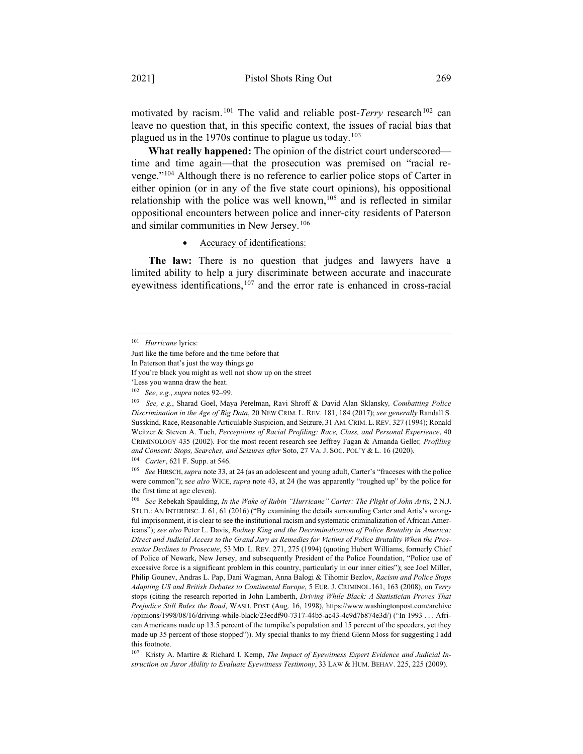motivated by racism.[101] The valid and reliable post-*Terry* research[102] can leave no question that, in this specific context, the issues of racial bias that plagued us in the 1970s continue to plague us today.[103]

**What really happened:** The opinion of the district court underscored—time and time again—that the prosecution was premised on "racial revenge."[104] Although there is no reference to earlier police stops of Carter in either opinion (or in any of the five state court opinions), his oppositional relationship with the police was well known,[105] and is reflected in similar oppositional encounters between police and inner-city residents of Paterson and similar communities in New Jersey.[106]

- Accuracy of identifications:

**The law:** There is no question that judges and lawyers have a limited ability to help a jury discriminate between accurate and inaccurate eyewitness identifications,[107] and the error rate is enhanced in cross-racial

---

[101] *Hurricane* lyrics:

Just like the time before and the time before that
In Paterson that's just the way things go
If you're black you might as well not show up on the street
'Less you wanna draw the heat.

[102] *See, e.g.*, *supra* notes 92–99.

[103] *See, e.g.*, Sharad Goel, Maya Perelman, Ravi Shroff & David Alan Sklansky*, Combatting Police Discrimination in the Age of Big Data*, 20 NEW CRIM. L. REV. 181, 184 (2017); *see generally* Randall S. Susskind, Race, Reasonable Articulable Suspicion, and Seizure, 31 AM. CRIM. L. REV. 327 (1994); Ronald Weitzer & Steven A. Tuch, *Perceptions of Racial Profiling: Race, Class, and Personal Experience*, 40 CRIMINOLOGY 435 (2002). For the most recent research see Jeffrey Fagan & Amanda Geller*, Profiling and Consent: Stops, Searches, and Seizures after* Soto, 27 VA. J. SOC. POL'Y & L. 16 (2020).

[104] *Carter*, 621 F. Supp. at 546.

[105] *See* HIRSCH, *supra* note 33, at 24 (as an adolescent and young adult, Carter's "fraceses with the police were common"); s*ee also* WICE, *supra* note 43, at 24 (he was apparently "roughed up" by the police for the first time at age eleven).

[106] *See* Rebekah Spaulding, *In the Wake of Rubin "Hurricane" Carter: The Plight of John Artis*, 2 N.J. STUD.: AN INTERDISC. J. 61, 61 (2016) ("By examining the details surrounding Carter and Artis's wrongful imprisonment, it is clear to see the institutional racism and systematic criminalization of African Americans"); *see also* Peter L. Davis, *Rodney King and the Decriminalization of Police Brutality in America: Direct and Judicial Access to the Grand Jury as Remedies for Victims of Police Brutality When the Prosecutor Declines to Prosecute*, 53 MD. L. REV. 271, 275 (1994) (quoting Hubert Williams, formerly Chief of Police of Newark, New Jersey, and subsequently President of the Police Foundation, "Police use of excessive force is a significant problem in this country, particularly in our inner cities"); see Joel Miller, Philip Gounev, Andras L. Pap, Dani Wagman, Anna Balogi & Tihomir Bezlov, *Racism and Police Stops Adapting US and British Debates to Continental Europe*, 5 EUR. J. CRIMINOL.161, 163 (2008), on *Terry* stops (citing the research reported in John Lamberth, *Driving While Black: A Statistician Proves That Prejudice Still Rules the Road*, WASH. POST (Aug. 16, 1998), https://www.washingtonpost.com/archive/opinions/1998/08/16/driving-while-black/23ecdf90-7317-44b5-ac43-4c9d7b874e3d/) ("In 1993 . . . African Americans made up 13.5 percent of the turnpike's population and 15 percent of the speeders, yet they made up 35 percent of those stopped")). My special thanks to my friend Glenn Moss for suggesting I add this footnote.

[107] Kristy A. Martire & Richard I. Kemp, *The Impact of Eyewitness Expert Evidence and Judicial Instruction on Juror Ability to Evaluate Eyewitness Testimony*, 33 LAW & HUM. BEHAV. 225, 225 (2009).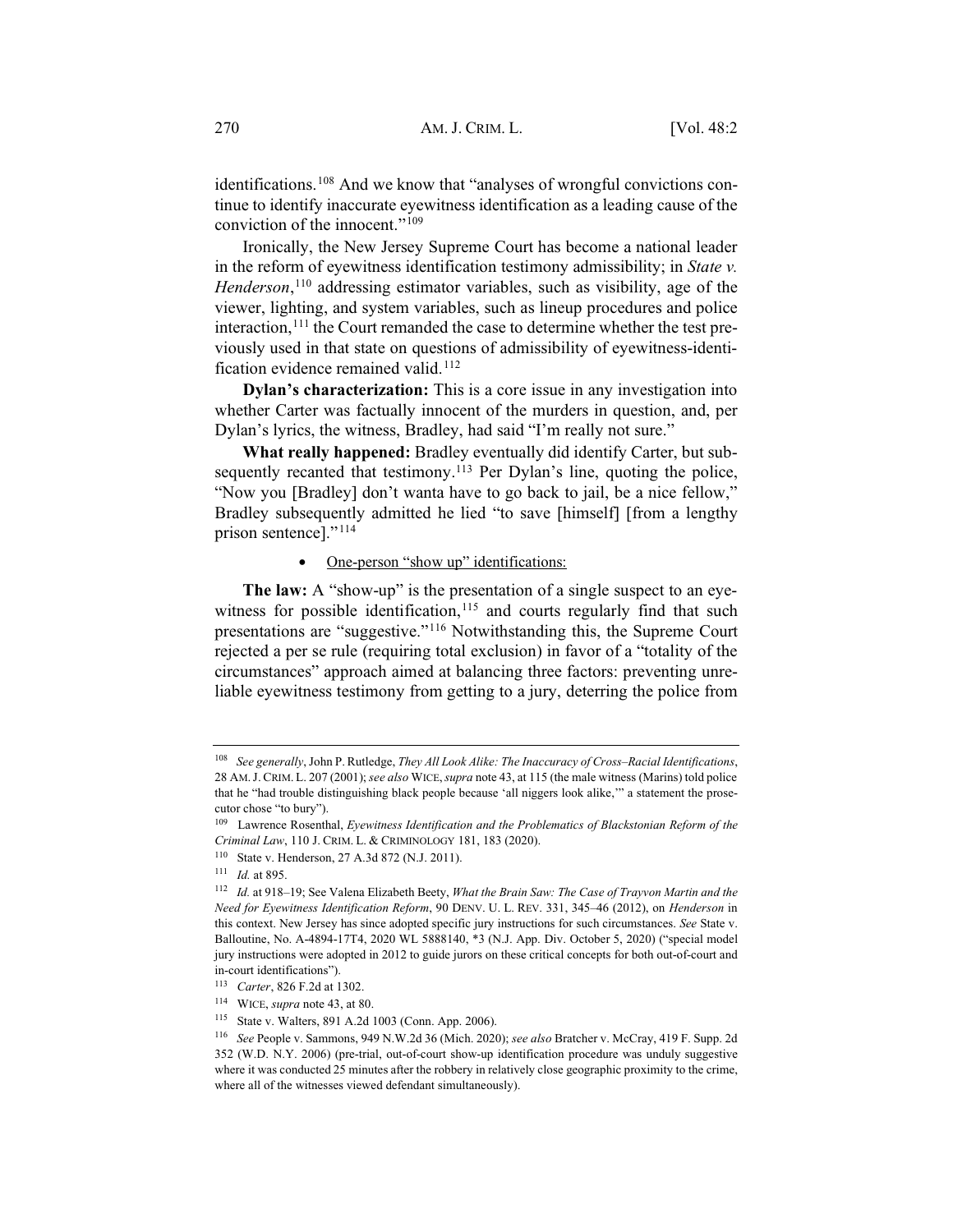identifications.[108] And we know that "analyses of wrongful convictions continue to identify inaccurate eyewitness identification as a leading cause of the conviction of the innocent."[109]

Ironically, the New Jersey Supreme Court has become a national leader in the reform of eyewitness identification testimony admissibility; in *State v. Henderson*,[110] addressing estimator variables, such as visibility, age of the viewer, lighting, and system variables, such as lineup procedures and police interaction,[111] the Court remanded the case to determine whether the test previously used in that state on questions of admissibility of eyewitness-identification evidence remained valid.[112]

**Dylan's characterization:** This is a core issue in any investigation into whether Carter was factually innocent of the murders in question, and, per Dylan's lyrics, the witness, Bradley, had said "I'm really not sure."

**What really happened:** Bradley eventually did identify Carter, but subsequently recanted that testimony.[113] Per Dylan's line, quoting the police, "Now you [Bradley] don't wanta have to go back to jail, be a nice fellow," Bradley subsequently admitted he lied "to save [himself] [from a lengthy prison sentence]."[114]

- One-person "show up" identifications:

**The law:** A "show-up" is the presentation of a single suspect to an eyewitness for possible identification,[115] and courts regularly find that such presentations are "suggestive."[116] Notwithstanding this, the Supreme Court rejected a per se rule (requiring total exclusion) in favor of a "totality of the circumstances" approach aimed at balancing three factors: preventing unreliable eyewitness testimony from getting to a jury, deterring the police from

---

[108] *See generally*, John P. Rutledge, *They All Look Alike: The Inaccuracy of Cross–Racial Identifications*, 28 AM. J. CRIM. L. 207 (2001); *see also* WICE, *supra* note 43, at 115 (the male witness (Marins) told police that he "had trouble distinguishing black people because 'all niggers look alike,'" a statement the prosecutor chose "to bury").

[109] Lawrence Rosenthal, *Eyewitness Identification and the Problematics of Blackstonian Reform of the Criminal Law*, 110 J. CRIM. L. & CRIMINOLOGY 181, 183 (2020).

[110] State v. Henderson, 27 A.3d 872 (N.J. 2011).

[111] *Id.* at 895.

[112] *Id.* at 918–19; See Valena Elizabeth Beety, *What the Brain Saw: The Case of Trayvon Martin and the Need for Eyewitness Identification Reform*, 90 DENV. U. L. REV. 331, 345–46 (2012), on *Henderson* in this context. New Jersey has since adopted specific jury instructions for such circumstances. *See* State v. Balloutine, No. A-4894-17T4, 2020 WL 5888140, *3 (N.J. App. Div. October 5, 2020) ("special model jury instructions were adopted in 2012 to guide jurors on these critical concepts for both out-of-court and in-court identifications").

[113] *Carter*, 826 F.2d at 1302.

[114] WICE, *supra* note 43, at 80.

[115] State v. Walters, 891 A.2d 1003 (Conn. App. 2006).

[116] *See* People v. Sammons, 949 N.W.2d 36 (Mich. 2020); *see also* Bratcher v. McCray, 419 F. Supp. 2d 352 (W.D. N.Y. 2006) (pre-trial, out-of-court show-up identification procedure was unduly suggestive where it was conducted 25 minutes after the robbery in relatively close geographic proximity to the crime, where all of the witnesses viewed defendant simultaneously).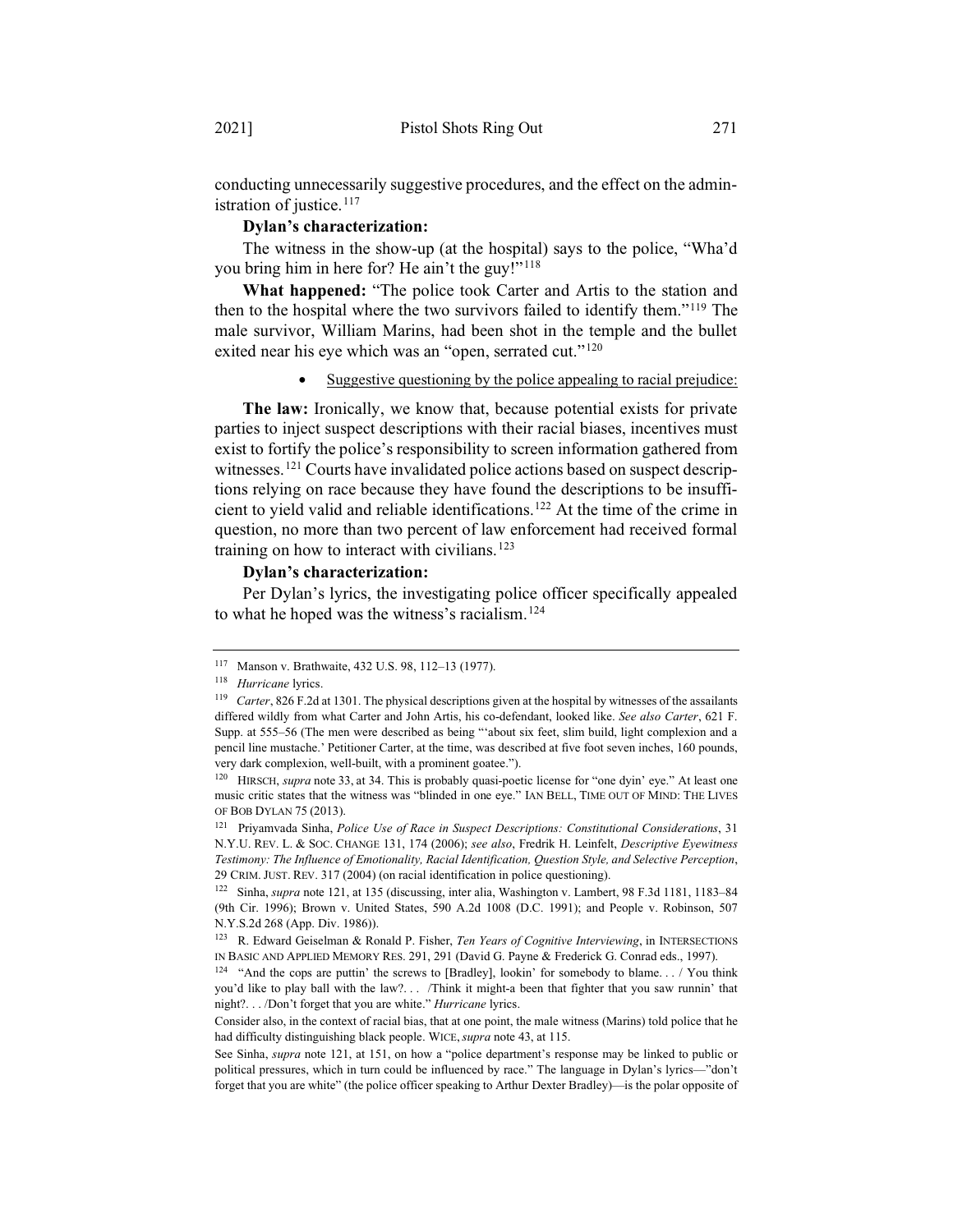conducting unnecessarily suggestive procedures, and the effect on the administration of justice.[117]

**Dylan's characterization:**

The witness in the show-up (at the hospital) says to the police, "Wha'd you bring him in here for? He ain't the guy!"[118]

**What happened:** "The police took Carter and Artis to the station and then to the hospital where the two survivors failed to identify them."[119] The male survivor, William Marins, had been shot in the temple and the bullet exited near his eye which was an "open, serrated cut."[120]

- Suggestive questioning by the police appealing to racial prejudice:

**The law:** Ironically, we know that, because potential exists for private parties to inject suspect descriptions with their racial biases, incentives must exist to fortify the police's responsibility to screen information gathered from witnesses.[121] Courts have invalidated police actions based on suspect descriptions relying on race because they have found the descriptions to be insufficient to yield valid and reliable identifications.[122] At the time of the crime in question, no more than two percent of law enforcement had received formal training on how to interact with civilians.[123]

**Dylan's characterization:**

Per Dylan's lyrics, the investigating police officer specifically appealed to what he hoped was the witness's racialism.[124]

---

[117] Manson v. Brathwaite, 432 U.S. 98, 112–13 (1977).

[118] *Hurricane* lyrics.

[119] *Carter*, 826 F.2d at 1301. The physical descriptions given at the hospital by witnesses of the assailants differed wildly from what Carter and John Artis, his co-defendant, looked like. *See also Carter*, 621 F. Supp. at 555–56 (The men were described as being "'about six feet, slim build, light complexion and a pencil line mustache.' Petitioner Carter, at the time, was described at five foot seven inches, 160 pounds, very dark complexion, well-built, with a prominent goatee.").

[120] HIRSCH, *supra* note 33, at 34. This is probably quasi-poetic license for "one dyin' eye." At least one music critic states that the witness was "blinded in one eye." IAN BELL, TIME OUT OF MIND: THE LIVES OF BOB DYLAN 75 (2013).

[121] Priyamvada Sinha, *Police Use of Race in Suspect Descriptions: Constitutional Considerations*, 31 N.Y.U. REV. L. & SOC. CHANGE 131, 174 (2006); *see also*, Fredrik H. Leinfelt, *Descriptive Eyewitness Testimony: The Influence of Emotionality, Racial Identification, Question Style, and Selective Perception*, 29 CRIM. JUST. REV. 317 (2004) (on racial identification in police questioning).

[122] Sinha, *supra* note 121, at 135 (discussing, inter alia, Washington v. Lambert, 98 F.3d 1181, 1183–84 (9th Cir. 1996); Brown v. United States, 590 A.2d 1008 (D.C. 1991); and People v. Robinson, 507 N.Y.S.2d 268 (App. Div. 1986)).

[123] R. Edward Geiselman & Ronald P. Fisher, *Ten Years of Cognitive Interviewing*, in INTERSECTIONS IN BASIC AND APPLIED MEMORY RES. 291, 291 (David G. Payne & Frederick G. Conrad eds., 1997).

[124] "And the cops are puttin' the screws to [Bradley], lookin' for somebody to blame. . . / You think you'd like to play ball with the law?. . . /Think it might-a been that fighter that you saw runnin' that night?. . . /Don't forget that you are white." *Hurricane* lyrics.

Consider also, in the context of racial bias, that at one point, the male witness (Marins) told police that he had difficulty distinguishing black people. WICE, *supra* note 43, at 115.

See Sinha, *supra* note 121, at 151, on how a "police department's response may be linked to public or political pressures, which in turn could be influenced by race." The language in Dylan's lyrics—"don't forget that you are white" (the police officer speaking to Arthur Dexter Bradley)—is the polar opposite of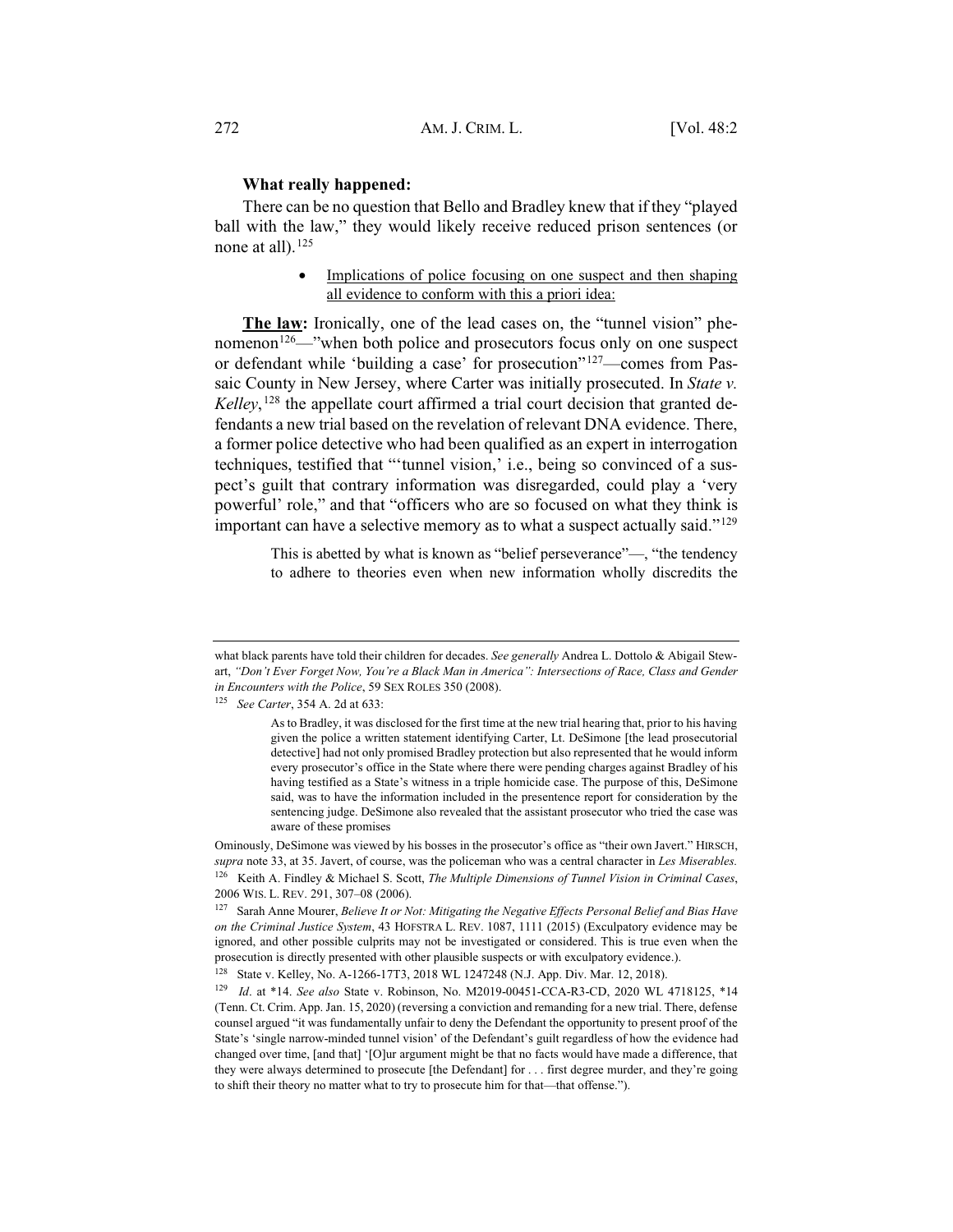**What really happened:**

There can be no question that Bello and Bradley knew that if they "played ball with the law," they would likely receive reduced prison sentences (or none at all).[125]

- Implications of police focusing on one suspect and then shaping all evidence to conform with this a priori idea:

**The law:** Ironically, one of the lead cases on, the "tunnel vision" phenomenon[126]—"when both police and prosecutors focus only on one suspect or defendant while 'building a case' for prosecution"[127]—comes from Passaic County in New Jersey, where Carter was initially prosecuted. In *State v. Kelley*,[128] the appellate court affirmed a trial court decision that granted defendants a new trial based on the revelation of relevant DNA evidence. There, a former police detective who had been qualified as an expert in interrogation techniques, testified that "'tunnel vision,' i.e., being so convinced of a suspect's guilt that contrary information was disregarded, could play a 'very powerful' role," and that "officers who are so focused on what they think is important can have a selective memory as to what a suspect actually said."[129]

> This is abetted by what is known as "belief perseverance"—, "the tendency to adhere to theories even when new information wholly discredits the

---

what black parents have told their children for decades. *See generally* Andrea L. Dottolo & Abigail Stewart, *"Don't Ever Forget Now, You're a Black Man in America": Intersections of Race, Class and Gender in Encounters with the Police*, 59 SEX ROLES 350 (2008).

[125] *See Carter*, 354 A. 2d at 633:

> As to Bradley, it was disclosed for the first time at the new trial hearing that, prior to his having given the police a written statement identifying Carter, Lt. DeSimone [the lead prosecutorial detective] had not only promised Bradley protection but also represented that he would inform every prosecutor's office in the State where there were pending charges against Bradley of his having testified as a State's witness in a triple homicide case. The purpose of this, DeSimone said, was to have the information included in the presentence report for consideration by the sentencing judge. DeSimone also revealed that the assistant prosecutor who tried the case was aware of these promises

Ominously, DeSimone was viewed by his bosses in the prosecutor's office as "their own Javert." HIRSCH, *supra* note 33, at 35. Javert, of course, was the policeman who was a central character in *Les Miserables.*

[126] Keith A. Findley & Michael S. Scott, *The Multiple Dimensions of Tunnel Vision in Criminal Cases*, 2006 WIS. L. REV. 291, 307–08 (2006).

[127] Sarah Anne Mourer, *Believe It or Not: Mitigating the Negative Effects Personal Belief and Bias Have on the Criminal Justice System*, 43 HOFSTRA L. REV. 1087, 1111 (2015) (Exculpatory evidence may be ignored, and other possible culprits may not be investigated or considered. This is true even when the prosecution is directly presented with other plausible suspects or with exculpatory evidence.).

[128] State v. Kelley, No. A-1266-17T3, 2018 WL 1247248 (N.J. App. Div. Mar. 12, 2018).

[129] *Id*. at *14. *See also* State v. Robinson, No. M2019-00451-CCA-R3-CD, 2020 WL 4718125, *14 (Tenn. Ct. Crim. App. Jan. 15, 2020) (reversing a conviction and remanding for a new trial. There, defense counsel argued "it was fundamentally unfair to deny the Defendant the opportunity to present proof of the State's 'single narrow-minded tunnel vision' of the Defendant's guilt regardless of how the evidence had changed over time, [and that] '[O]ur argument might be that no facts would have made a difference, that they were always determined to prosecute [the Defendant] for . . . first degree murder, and they're going to shift their theory no matter what to try to prosecute him for that—that offense.").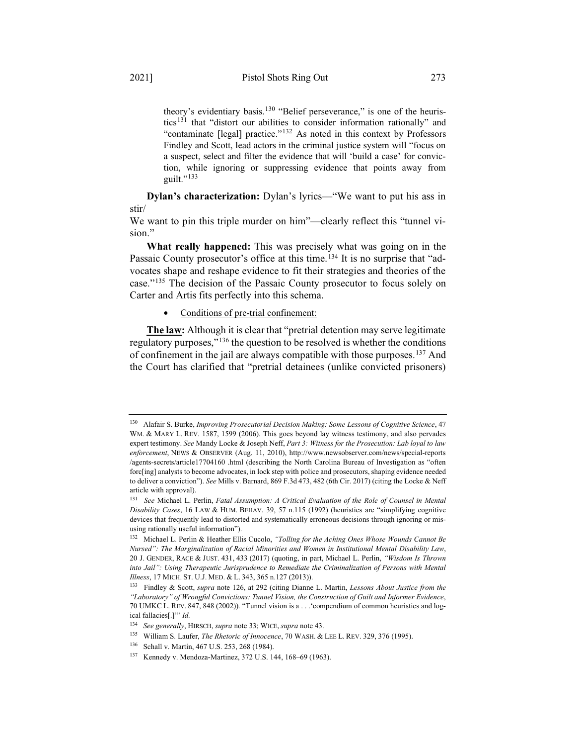theory's evidentiary basis.[130] "Belief perseverance," is one of the heuristics[131] that "distort our abilities to consider information rationally" and "contaminate [legal] practice."[132] As noted in this context by Professors Findley and Scott, lead actors in the criminal justice system will "focus on a suspect, select and filter the evidence that will 'build a case' for conviction, while ignoring or suppressing evidence that points away from guilt."[133]

**Dylan's characterization:** Dylan's lyrics—"We want to put his ass in stir/
We want to pin this triple murder on him"—clearly reflect this "tunnel vision."

**What really happened:** This was precisely what was going on in the Passaic County prosecutor's office at this time.[134] It is no surprise that "advocates shape and reshape evidence to fit their strategies and theories of the case."[135] The decision of the Passaic County prosecutor to focus solely on Carter and Artis fits perfectly into this schema.

- Conditions of pre-trial confinement:

**The law:** Although it is clear that "pretrial detention may serve legitimate regulatory purposes,"[136] the question to be resolved is whether the conditions of confinement in the jail are always compatible with those purposes.[137] And the Court has clarified that "pretrial detainees (unlike convicted prisoners)

---

[130] Alafair S. Burke, *Improving Prosecutorial Decision Making: Some Lessons of Cognitive Science*, 47 WM. & MARY L. REV. 1587, 1599 (2006). This goes beyond lay witness testimony, and also pervades expert testimony. *See* Mandy Locke & Joseph Neff, *Part 3: Witness for the Prosecution: Lab loyal to law enforcement*, NEWS & OBSERVER (Aug. 11, 2010), http://www.newsobserver.com/news/special-reports /agents-secrets/article17704160 .html (describing the North Carolina Bureau of Investigation as "often forc[ing] analysts to become advocates, in lock step with police and prosecutors, shaping evidence needed to deliver a conviction"). *See* Mills v. Barnard, 869 F.3d 473, 482 (6th Cir. 2017) (citing the Locke & Neff article with approval).

[131] *See* Michael L. Perlin, *Fatal Assumption: A Critical Evaluation of the Role of Counsel in Mental Disability Cases*, 16 LAW & HUM. BEHAV. 39, 57 n.115 (1992) (heuristics are "simplifying cognitive devices that frequently lead to distorted and systematically erroneous decisions through ignoring or misusing rationally useful information").

[132] Michael L. Perlin & Heather Ellis Cucolo, *"Tolling for the Aching Ones Whose Wounds Cannot Be Nursed": The Marginalization of Racial Minorities and Women in Institutional Mental Disability Law*, 20 J. GENDER, RACE & JUST. 431, 433 (2017) (quoting, in part, Michael L. Perlin, *"Wisdom Is Thrown into Jail": Using Therapeutic Jurisprudence to Remediate the Criminalization of Persons with Mental Illness*, 17 MICH. ST. U.J. MED. & L. 343, 365 n.127 (2013)).

[133] Findley & Scott, *supra* note 126, at 292 (citing Dianne L. Martin, *Lessons About Justice from the "Laboratory" of Wrongful Convictions: Tunnel Vision, the Construction of Guilt and Informer Evidence*, 70 UMKC L. REV. 847, 848 (2002)). "Tunnel vision is a . . .'compendium of common heuristics and logical fallacies[.]'" *Id.*

[134] *See generally*, HIRSCH, *supra* note 33; WICE, *supra* note 43.

[135] William S. Laufer, *The Rhetoric of Innocence*, 70 WASH. & LEE L. REV. 329, 376 (1995).

[136] Schall v. Martin, 467 U.S. 253, 268 (1984).

[137] Kennedy v. Mendoza-Martinez, 372 U.S. 144, 168–69 (1963).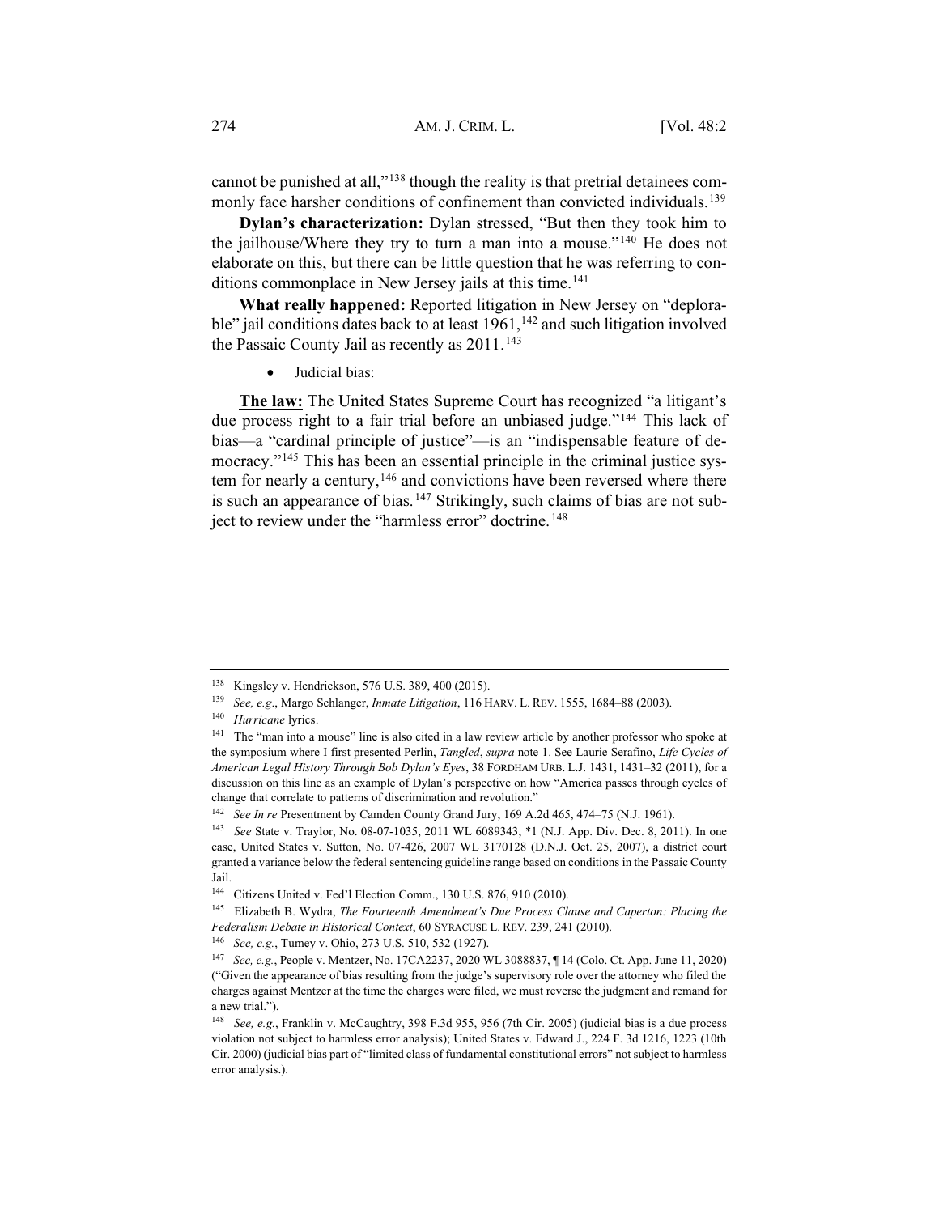cannot be punished at all,"[138] though the reality is that pretrial detainees commonly face harsher conditions of confinement than convicted individuals.[139]

**Dylan's characterization:** Dylan stressed, "But then they took him to the jailhouse/Where they try to turn a man into a mouse."[140] He does not elaborate on this, but there can be little question that he was referring to conditions commonplace in New Jersey jails at this time.[141]

**What really happened:** Reported litigation in New Jersey on "deplorable" jail conditions dates back to at least 1961,[142] and such litigation involved the Passaic County Jail as recently as 2011.[143]

- Judicial bias:

**The law:** The United States Supreme Court has recognized "a litigant's due process right to a fair trial before an unbiased judge."[144] This lack of bias—a "cardinal principle of justice"—is an "indispensable feature of democracy."[145] This has been an essential principle in the criminal justice system for nearly a century,[146] and convictions have been reversed where there is such an appearance of bias.[147] Strikingly, such claims of bias are not subject to review under the "harmless error" doctrine.[148]

---

[138] Kingsley v. Hendrickson, 576 U.S. 389, 400 (2015).

[139] *See, e.g.*, Margo Schlanger, *Inmate Litigation*, 116 HARV. L. REV. 1555, 1684–88 (2003).

[140] *Hurricane* lyrics.

[141] The "man into a mouse" line is also cited in a law review article by another professor who spoke at the symposium where I first presented Perlin, *Tangled*, *supra* note 1. See Laurie Serafino, *Life Cycles of American Legal History Through Bob Dylan's Eyes*, 38 FORDHAM URB. L.J. 1431, 1431–32 (2011), for a discussion on this line as an example of Dylan's perspective on how "America passes through cycles of change that correlate to patterns of discrimination and revolution."

[142] *See In re* Presentment by Camden County Grand Jury, 169 A.2d 465, 474–75 (N.J. 1961).

[143] *See* State v. Traylor, No. 08-07-1035, 2011 WL 6089343, *1 (N.J. App. Div. Dec. 8, 2011). In one case, United States v. Sutton, No. 07-426, 2007 WL 3170128 (D.N.J. Oct. 25, 2007), a district court granted a variance below the federal sentencing guideline range based on conditions in the Passaic County Jail.

[144] Citizens United v. Fed'l Election Comm., 130 U.S. 876, 910 (2010).

[145] Elizabeth B. Wydra, *The Fourteenth Amendment's Due Process Clause and Caperton: Placing the Federalism Debate in Historical Context*, 60 SYRACUSE L. REV. 239, 241 (2010).

[146] *See, e.g.*, Tumey v. Ohio, 273 U.S. 510, 532 (1927).

[147] *See, e.g.*, People v. Mentzer, No. 17CA2237, 2020 WL 3088837, ¶ 14 (Colo. Ct. App. June 11, 2020) ("Given the appearance of bias resulting from the judge's supervisory role over the attorney who filed the charges against Mentzer at the time the charges were filed, we must reverse the judgment and remand for a new trial.").

[148] *See, e.g.*, Franklin v. McCaughtry, 398 F.3d 955, 956 (7th Cir. 2005) (judicial bias is a due process violation not subject to harmless error analysis); United States v. Edward J., 224 F. 3d 1216, 1223 (10th Cir. 2000) (judicial bias part of "limited class of fundamental constitutional errors" not subject to harmless error analysis.).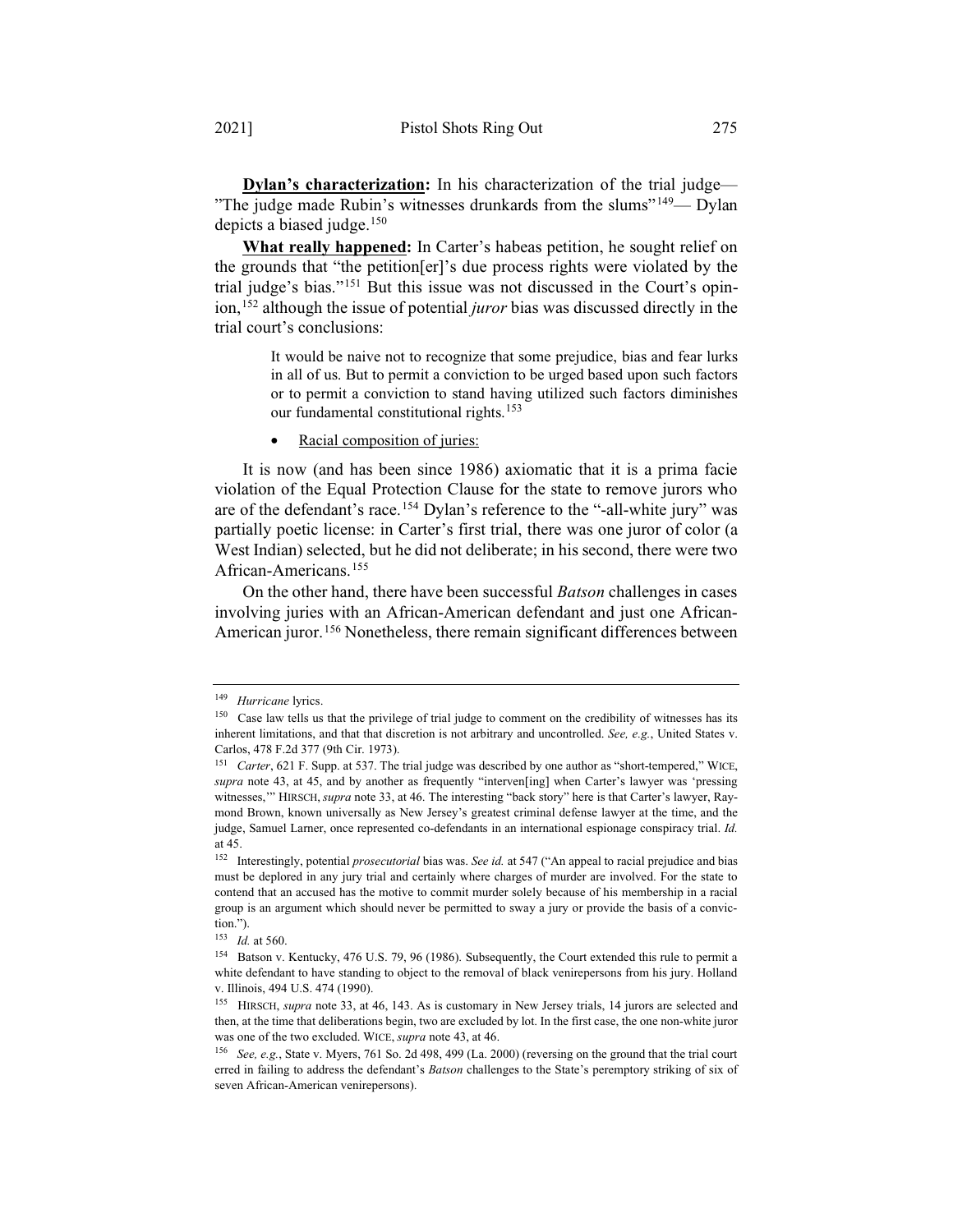**Dylan's characterization:** In his characterization of the trial judge—"The judge made Rubin's witnesses drunkards from the slums"[149]— Dylan depicts a biased judge.[150]

**What really happened:** In Carter's habeas petition, he sought relief on the grounds that "the petition[er]'s due process rights were violated by the trial judge's bias."[151] But this issue was not discussed in the Court's opinion,[152] although the issue of potential *juror* bias was discussed directly in the trial court's conclusions:

> It would be naive not to recognize that some prejudice, bias and fear lurks in all of us. But to permit a conviction to be urged based upon such factors or to permit a conviction to stand having utilized such factors diminishes our fundamental constitutional rights.[153]

- Racial composition of juries:

It is now (and has been since 1986) axiomatic that it is a prima facie violation of the Equal Protection Clause for the state to remove jurors who are of the defendant's race.[154] Dylan's reference to the "-all-white jury" was partially poetic license: in Carter's first trial, there was one juror of color (a West Indian) selected, but he did not deliberate; in his second, there were two African-Americans.[155]

On the other hand, there have been successful *Batson* challenges in cases involving juries with an African-American defendant and just one African-American juror.[156] Nonetheless, there remain significant differences between

---

[149] *Hurricane* lyrics.

[150] Case law tells us that the privilege of trial judge to comment on the credibility of witnesses has its inherent limitations, and that that discretion is not arbitrary and uncontrolled. *See, e.g.*, United States v. Carlos, 478 F.2d 377 (9th Cir. 1973).

[151] *Carter*, 621 F. Supp. at 537. The trial judge was described by one author as "short-tempered," WICE, *supra* note 43, at 45, and by another as frequently "interven[ing] when Carter's lawyer was 'pressing witnesses,'" HIRSCH, *supra* note 33, at 46. The interesting "back story" here is that Carter's lawyer, Raymond Brown, known universally as New Jersey's greatest criminal defense lawyer at the time, and the judge, Samuel Larner, once represented co-defendants in an international espionage conspiracy trial. *Id.* at 45.

[152] Interestingly, potential *prosecutorial* bias was. *See id.* at 547 ("An appeal to racial prejudice and bias must be deplored in any jury trial and certainly where charges of murder are involved. For the state to contend that an accused has the motive to commit murder solely because of his membership in a racial group is an argument which should never be permitted to sway a jury or provide the basis of a conviction.").

[153] *Id.* at 560.

[154] Batson v. Kentucky, 476 U.S. 79, 96 (1986). Subsequently, the Court extended this rule to permit a white defendant to have standing to object to the removal of black venirepersons from his jury. Holland v. Illinois, 494 U.S. 474 (1990).

[155] HIRSCH, *supra* note 33, at 46, 143. As is customary in New Jersey trials, 14 jurors are selected and then, at the time that deliberations begin, two are excluded by lot. In the first case, the one non-white juror was one of the two excluded. WICE, *supra* note 43, at 46.

[156] *See, e.g.*, State v. Myers, 761 So. 2d 498, 499 (La. 2000) (reversing on the ground that the trial court erred in failing to address the defendant's *Batson* challenges to the State's peremptory striking of six of seven African-American venirepersons).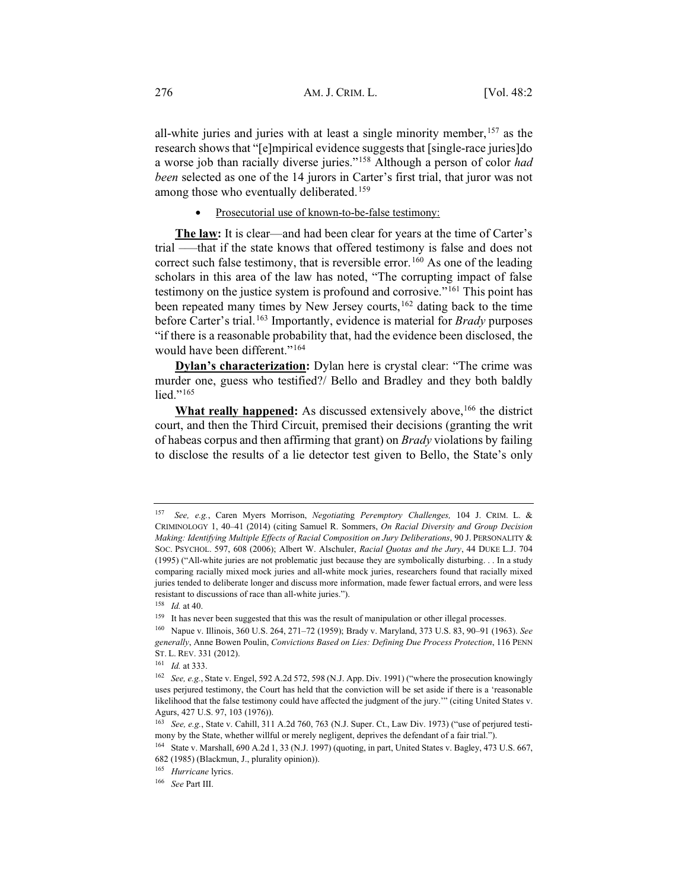all-white juries and juries with at least a single minority member,[157] as the research shows that "[e]mpirical evidence suggests that [single-race juries]do a worse job than racially diverse juries."[158] Although a person of color *had been* selected as one of the 14 jurors in Carter's first trial, that juror was not among those who eventually deliberated.[159]

- Prosecutorial use of known-to-be-false testimony:

**The law:** It is clear—and had been clear for years at the time of Carter's trial ––that if the state knows that offered testimony is false and does not correct such false testimony, that is reversible error.[160] As one of the leading scholars in this area of the law has noted, "The corrupting impact of false testimony on the justice system is profound and corrosive."[161] This point has been repeated many times by New Jersey courts,[162] dating back to the time before Carter's trial.[163] Importantly, evidence is material for *Brady* purposes "if there is a reasonable probability that, had the evidence been disclosed, the would have been different."[164]

**Dylan's characterization:** Dylan here is crystal clear: "The crime was murder one, guess who testified?/ Bello and Bradley and they both baldly lied."[165]

**What really happened:** As discussed extensively above,[166] the district court, and then the Third Circuit, premised their decisions (granting the writ of habeas corpus and then affirming that grant) on *Brady* violations by failing to disclose the results of a lie detector test given to Bello, the State's only

---

[157] *See, e.g.*, Caren Myers Morrison, *Negotiating Peremptory Challenges,* 104 J. CRIM. L. & CRIMINOLOGY 1, 40–41 (2014) (citing Samuel R. Sommers, *On Racial Diversity and Group Decision Making: Identifying Multiple Effects of Racial Composition on Jury Deliberations*, 90 J. PERSONALITY & SOC. PSYCHOL. 597, 608 (2006); Albert W. Alschuler, *Racial Quotas and the Jury*, 44 DUKE L.J. 704 (1995) ("All-white juries are not problematic just because they are symbolically disturbing. . . In a study comparing racially mixed mock juries and all-white mock juries, researchers found that racially mixed juries tended to deliberate longer and discuss more information, made fewer factual errors, and were less resistant to discussions of race than all-white juries.").

[158] *Id.* at 40.

[159] It has never been suggested that this was the result of manipulation or other illegal processes.

[160] Napue v. Illinois, 360 U.S. 264, 271–72 (1959); Brady v. Maryland, 373 U.S. 83, 90–91 (1963). *See generally*, Anne Bowen Poulin, *Convictions Based on Lies: Defining Due Process Protection*, 116 PENN ST. L. REV. 331 (2012).

[161] *Id.* at 333.

[162] *See, e.g.*, State v. Engel, 592 A.2d 572, 598 (N.J. App. Div. 1991) ("where the prosecution knowingly uses perjured testimony, the Court has held that the conviction will be set aside if there is a 'reasonable likelihood that the false testimony could have affected the judgment of the jury.'" (citing United States v. Agurs, 427 U.S. 97, 103 (1976)).

[163] *See, e.g.*, State v. Cahill, 311 A.2d 760, 763 (N.J. Super. Ct., Law Div. 1973) ("use of perjured testimony by the State, whether willful or merely negligent, deprives the defendant of a fair trial.").

[164] State v. Marshall, 690 A.2d 1, 33 (N.J. 1997) (quoting, in part, United States v. Bagley, 473 U.S. 667, 682 (1985) (Blackmun, J., plurality opinion)).

[165] *Hurricane* lyrics.

[166] *See* Part III.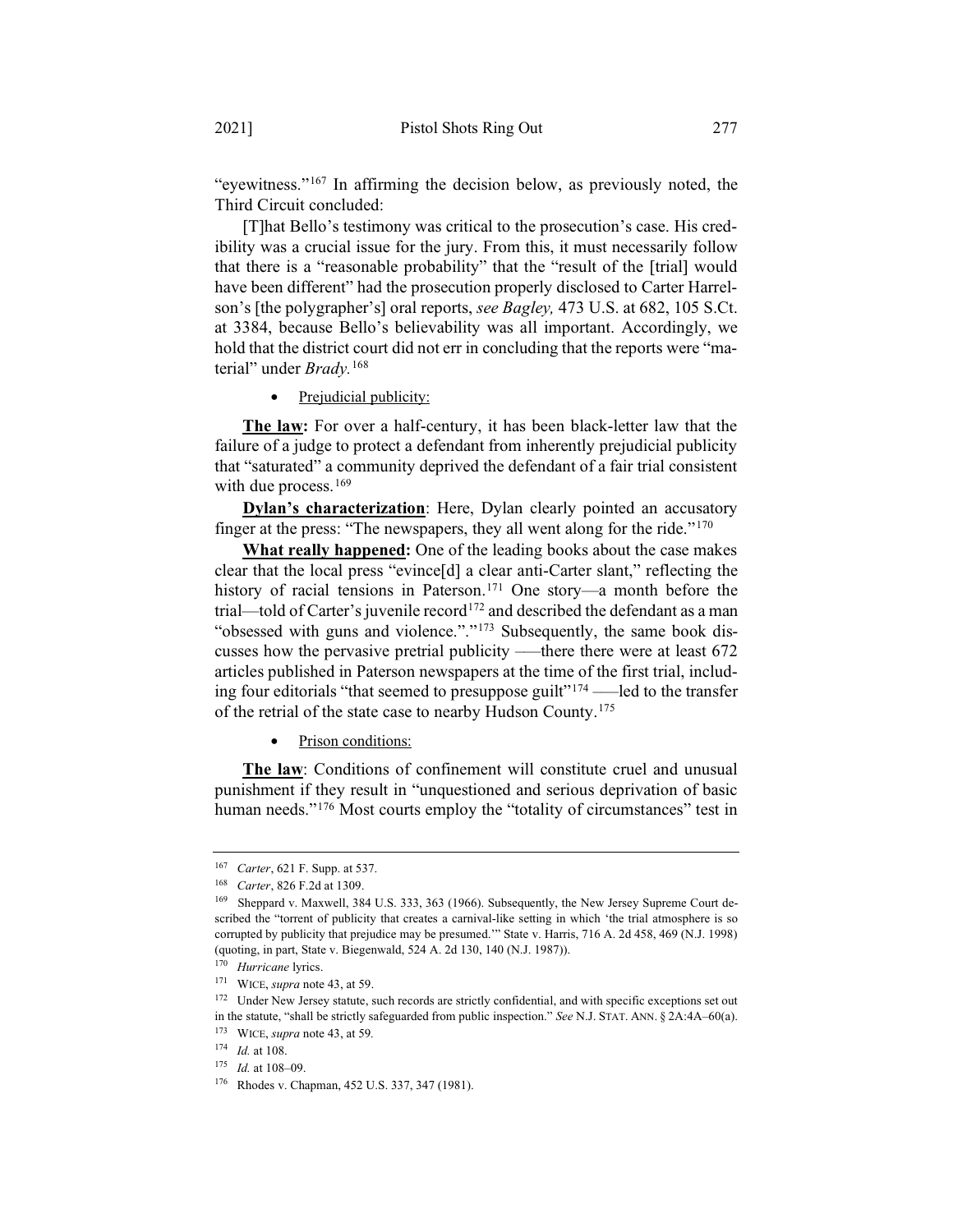"eyewitness."[167] In affirming the decision below, as previously noted, the Third Circuit concluded:

> [T]hat Bello's testimony was critical to the prosecution's case. His credibility was a crucial issue for the jury. From this, it must necessarily follow that there is a "reasonable probability" that the "result of the [trial] would have been different" had the prosecution properly disclosed to Carter Harrelson's [the polygrapher's] oral reports, *see Bagley,* 473 U.S. at 682, 105 S.Ct. at 3384, because Bello's believability was all important. Accordingly, we hold that the district court did not err in concluding that the reports were "material" under *Brady.*[168]

- Prejudicial publicity:

**The law:** For over a half-century, it has been black-letter law that the failure of a judge to protect a defendant from inherently prejudicial publicity that "saturated" a community deprived the defendant of a fair trial consistent with due process.[169]

**Dylan's characterization**: Here, Dylan clearly pointed an accusatory finger at the press: "The newspapers, they all went along for the ride."[170]

**What really happened:** One of the leading books about the case makes clear that the local press "evince[d] a clear anti-Carter slant," reflecting the history of racial tensions in Paterson.[171] One story—a month before the trial—told of Carter's juvenile record[172] and described the defendant as a man "obsessed with guns and violence.".[173] Subsequently, the same book discusses how the pervasive pretrial publicity ––there there were at least 672 articles published in Paterson newspapers at the time of the first trial, including four editorials "that seemed to presuppose guilt"[174] ––led to the transfer of the retrial of the state case to nearby Hudson County.[175]

- Prison conditions:

**The law**: Conditions of confinement will constitute cruel and unusual punishment if they result in "unquestioned and serious deprivation of basic human needs."[176] Most courts employ the "totality of circumstances" test in

---

[167] *Carter*, 621 F. Supp. at 537.

[168] *Carter*, 826 F.2d at 1309.

[169] Sheppard v. Maxwell, 384 U.S. 333, 363 (1966). Subsequently, the New Jersey Supreme Court described the "torrent of publicity that creates a carnival-like setting in which 'the trial atmosphere is so corrupted by publicity that prejudice may be presumed.'" State v. Harris, 716 A. 2d 458, 469 (N.J. 1998) (quoting, in part, State v. Biegenwald, 524 A. 2d 130, 140 (N.J. 1987)).

[170] *Hurricane* lyrics.

[171] WICE, *supra* note 43, at 59.

[172] Under New Jersey statute, such records are strictly confidential, and with specific exceptions set out in the statute, "shall be strictly safeguarded from public inspection." *See* N.J. STAT. ANN. § 2A:4A–60(a).

[173] WICE, *supra* note 43, at 59.

[174] *Id.* at 108.

[175] *Id.* at 108–09.

[176] Rhodes v. Chapman, 452 U.S. 337, 347 (1981).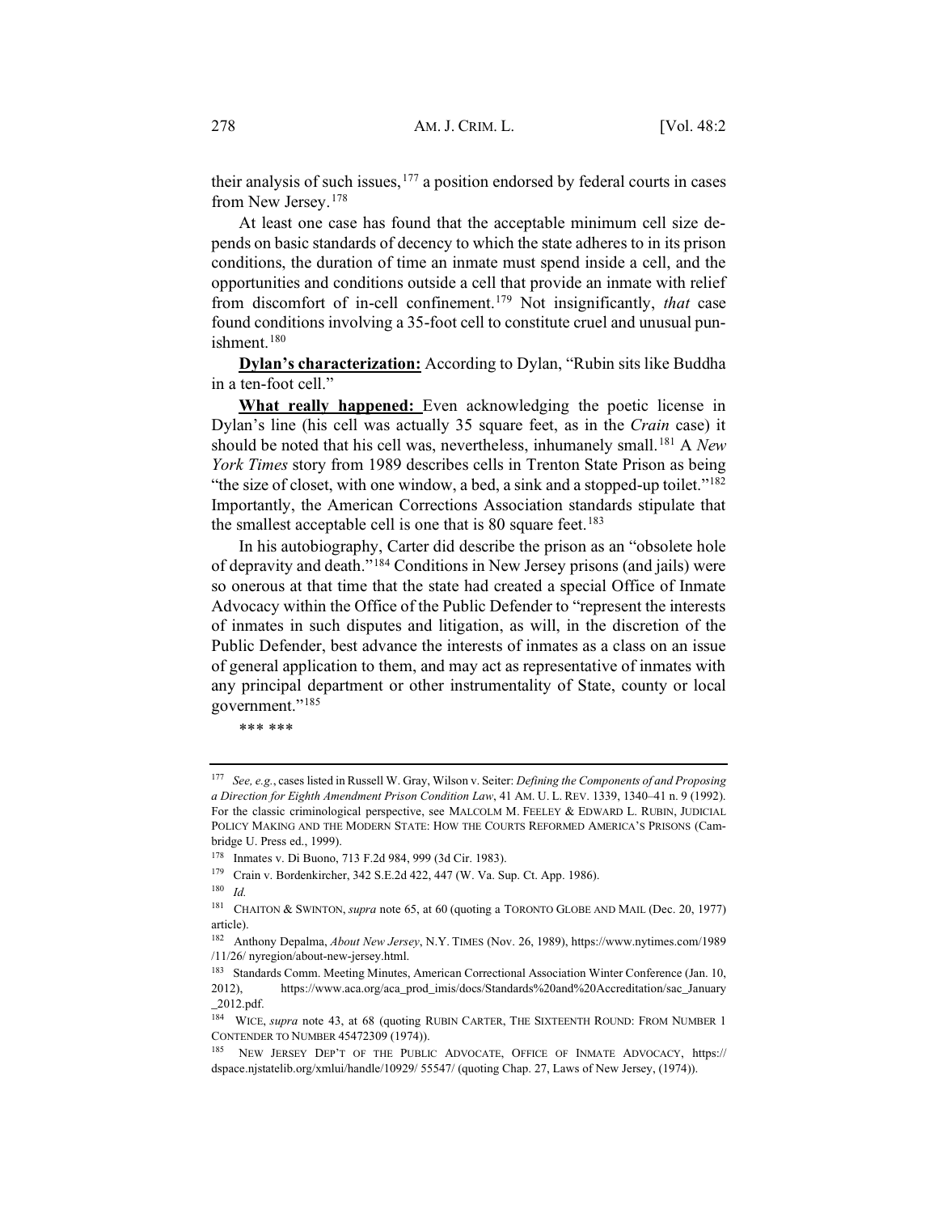their analysis of such issues,[177] a position endorsed by federal courts in cases from New Jersey.[178]

At least one case has found that the acceptable minimum cell size depends on basic standards of decency to which the state adheres to in its prison conditions, the duration of time an inmate must spend inside a cell, and the opportunities and conditions outside a cell that provide an inmate with relief from discomfort of in-cell confinement.[179] Not insignificantly, *that* case found conditions involving a 35-foot cell to constitute cruel and unusual punishment.[180]

**Dylan's characterization:** According to Dylan, "Rubin sits like Buddha in a ten-foot cell."

**What really happened:** Even acknowledging the poetic license in Dylan's line (his cell was actually 35 square feet, as in the *Crain* case) it should be noted that his cell was, nevertheless, inhumanely small.[181] A *New York Times* story from 1989 describes cells in Trenton State Prison as being "the size of closet, with one window, a bed, a sink and a stopped-up toilet."[182] Importantly, the American Corrections Association standards stipulate that the smallest acceptable cell is one that is 80 square feet.[183]

In his autobiography, Carter did describe the prison as an "obsolete hole of depravity and death."[184] Conditions in New Jersey prisons (and jails) were so onerous at that time that the state had created a special Office of Inmate Advocacy within the Office of the Public Defender to "represent the interests of inmates in such disputes and litigation, as will, in the discretion of the Public Defender, best advance the interests of inmates as a class on an issue of general application to them, and may act as representative of inmates with any principal department or other instrumentality of State, county or local government."[185]

\*\*\* \*\*\*

---

[177] *See, e.g.*, cases listed in Russell W. Gray, Wilson v. Seiter: *Defining the Components of and Proposing a Direction for Eighth Amendment Prison Condition Law*, 41 AM. U. L. REV. 1339, 1340–41 n. 9 (1992). For the classic criminological perspective, see MALCOLM M. FEELEY & EDWARD L. RUBIN, JUDICIAL POLICY MAKING AND THE MODERN STATE: HOW THE COURTS REFORMED AMERICA'S PRISONS (Cambridge U. Press ed., 1999).

[178] Inmates v. Di Buono, 713 F.2d 984, 999 (3d Cir. 1983).

[179] Crain v. Bordenkircher, 342 S.E.2d 422, 447 (W. Va. Sup. Ct. App. 1986).

[180] *Id.*

[181] CHAITON & SWINTON, *supra* note 65, at 60 (quoting a TORONTO GLOBE AND MAIL (Dec. 20, 1977) article).

[182] Anthony Depalma, *About New Jersey*, N.Y. TIMES (Nov. 26, 1989), https://www.nytimes.com/1989/11/26/ nyregion/about-new-jersey.html.

[183] Standards Comm. Meeting Minutes, American Correctional Association Winter Conference (Jan. 10, 2012), https://www.aca.org/aca_prod_imis/docs/Standards%20and%20Accreditation/sac_January_2012.pdf.

[184] WICE, *supra* note 43, at 68 (quoting RUBIN CARTER, THE SIXTEENTH ROUND: FROM NUMBER 1 CONTENDER TO NUMBER 45472309 (1974)).

[185] NEW JERSEY DEP'T OF THE PUBLIC ADVOCATE, OFFICE OF INMATE ADVOCACY, https://dspace.njstatelib.org/xmlui/handle/10929/ 55547/ (quoting Chap. 27, Laws of New Jersey, (1974)).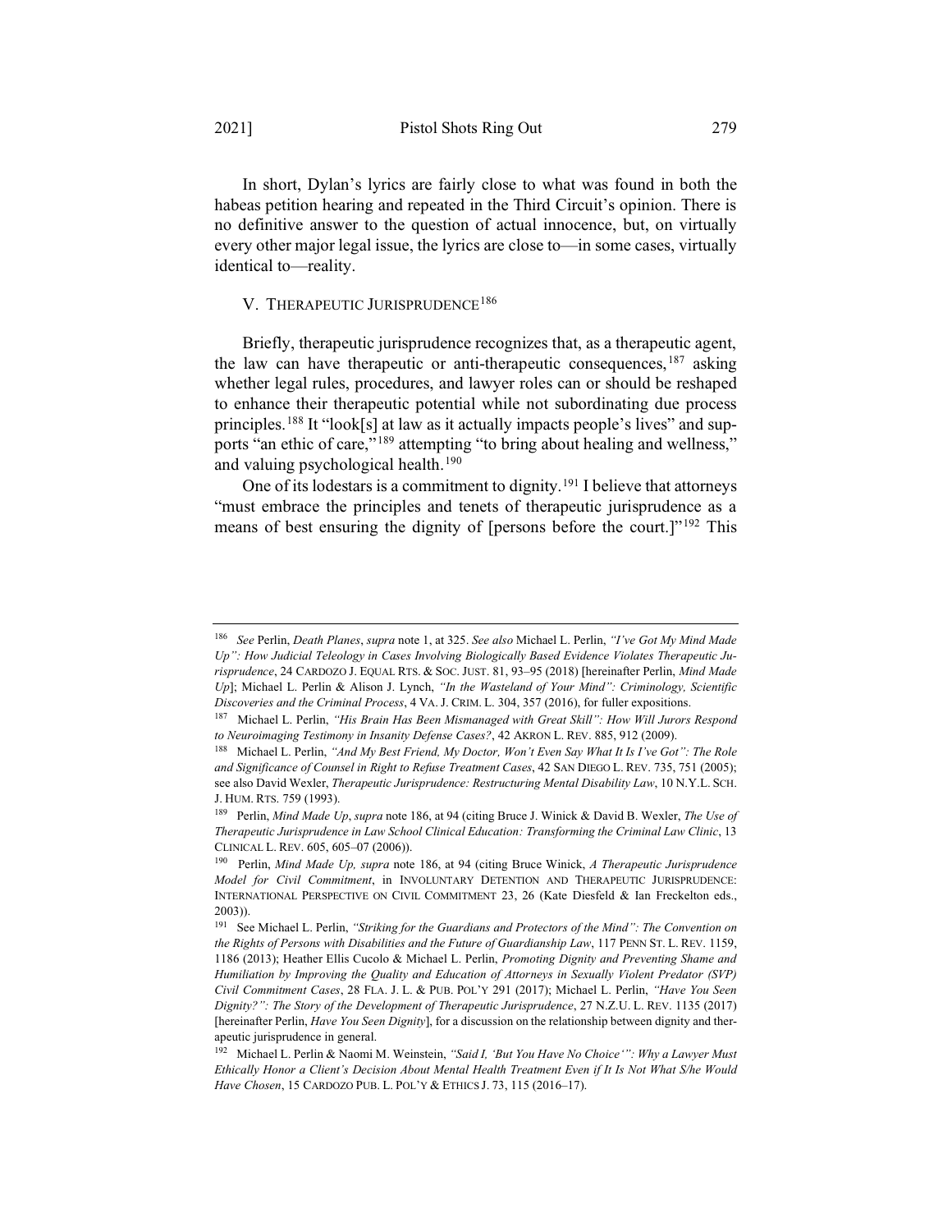In short, Dylan's lyrics are fairly close to what was found in both the habeas petition hearing and repeated in the Third Circuit's opinion. There is no definitive answer to the question of actual innocence, but, on virtually every other major legal issue, the lyrics are close to—in some cases, virtually identical to—reality.

## V. THERAPEUTIC JURISPRUDENCE[186]

Briefly, therapeutic jurisprudence recognizes that, as a therapeutic agent, the law can have therapeutic or anti-therapeutic consequences,[187] asking whether legal rules, procedures, and lawyer roles can or should be reshaped to enhance their therapeutic potential while not subordinating due process principles.[188] It "look[s] at law as it actually impacts people's lives" and supports "an ethic of care,"[189] attempting "to bring about healing and wellness," and valuing psychological health.[190]

One of its lodestars is a commitment to dignity.[191] I believe that attorneys "must embrace the principles and tenets of therapeutic jurisprudence as a means of best ensuring the dignity of [persons before the court.]"[192] This

---

[186] *See* Perlin, *Death Planes*, *supra* note 1, at 325. *See also* Michael L. Perlin, *"I've Got My Mind Made Up": How Judicial Teleology in Cases Involving Biologically Based Evidence Violates Therapeutic Jurisprudence*, 24 CARDOZO J. EQUAL RTS. & SOC. JUST. 81, 93–95 (2018) [hereinafter Perlin, *Mind Made Up*]; Michael L. Perlin & Alison J. Lynch, *"In the Wasteland of Your Mind": Criminology, Scientific Discoveries and the Criminal Process*, 4 VA. J. CRIM. L. 304, 357 (2016), for fuller expositions.

[187] Michael L. Perlin, *"His Brain Has Been Mismanaged with Great Skill": How Will Jurors Respond to Neuroimaging Testimony in Insanity Defense Cases?*, 42 AKRON L. REV. 885, 912 (2009).

[188] Michael L. Perlin, *"And My Best Friend, My Doctor, Won't Even Say What It Is I've Got": The Role and Significance of Counsel in Right to Refuse Treatment Cases*, 42 SAN DIEGO L. REV. 735, 751 (2005); see also David Wexler, *Therapeutic Jurisprudence: Restructuring Mental Disability Law*, 10 N.Y.L. SCH. J. HUM. RTS. 759 (1993).

[189] Perlin, *Mind Made Up*, *supra* note 186, at 94 (citing Bruce J. Winick & David B. Wexler, *The Use of Therapeutic Jurisprudence in Law School Clinical Education: Transforming the Criminal Law Clinic*, 13 CLINICAL L. REV. 605, 605–07 (2006)).

[190] Perlin, *Mind Made Up, supra* note 186, at 94 (citing Bruce Winick, *A Therapeutic Jurisprudence Model for Civil Commitment*, in INVOLUNTARY DETENTION AND THERAPEUTIC JURISPRUDENCE: INTERNATIONAL PERSPECTIVE ON CIVIL COMMITMENT 23, 26 (Kate Diesfeld & Ian Freckelton eds., 2003)).

[191] See Michael L. Perlin, *"Striking for the Guardians and Protectors of the Mind": The Convention on the Rights of Persons with Disabilities and the Future of Guardianship Law*, 117 PENN ST. L. REV. 1159, 1186 (2013); Heather Ellis Cucolo & Michael L. Perlin, *Promoting Dignity and Preventing Shame and Humiliation by Improving the Quality and Education of Attorneys in Sexually Violent Predator (SVP) Civil Commitment Cases*, 28 FLA. J. L. & PUB. POL'Y 291 (2017); Michael L. Perlin, *"Have You Seen Dignity?": The Story of the Development of Therapeutic Jurisprudence*, 27 N.Z.U. L. REV. 1135 (2017) [hereinafter Perlin, *Have You Seen Dignity*], for a discussion on the relationship between dignity and therapeutic jurisprudence in general.

[192] Michael L. Perlin & Naomi M. Weinstein, *"Said I, 'But You Have No Choice'": Why a Lawyer Must Ethically Honor a Client's Decision About Mental Health Treatment Even if It Is Not What S/he Would Have Chosen*, 15 CARDOZO PUB. L. POL'Y & ETHICS J. 73, 115 (2016–17).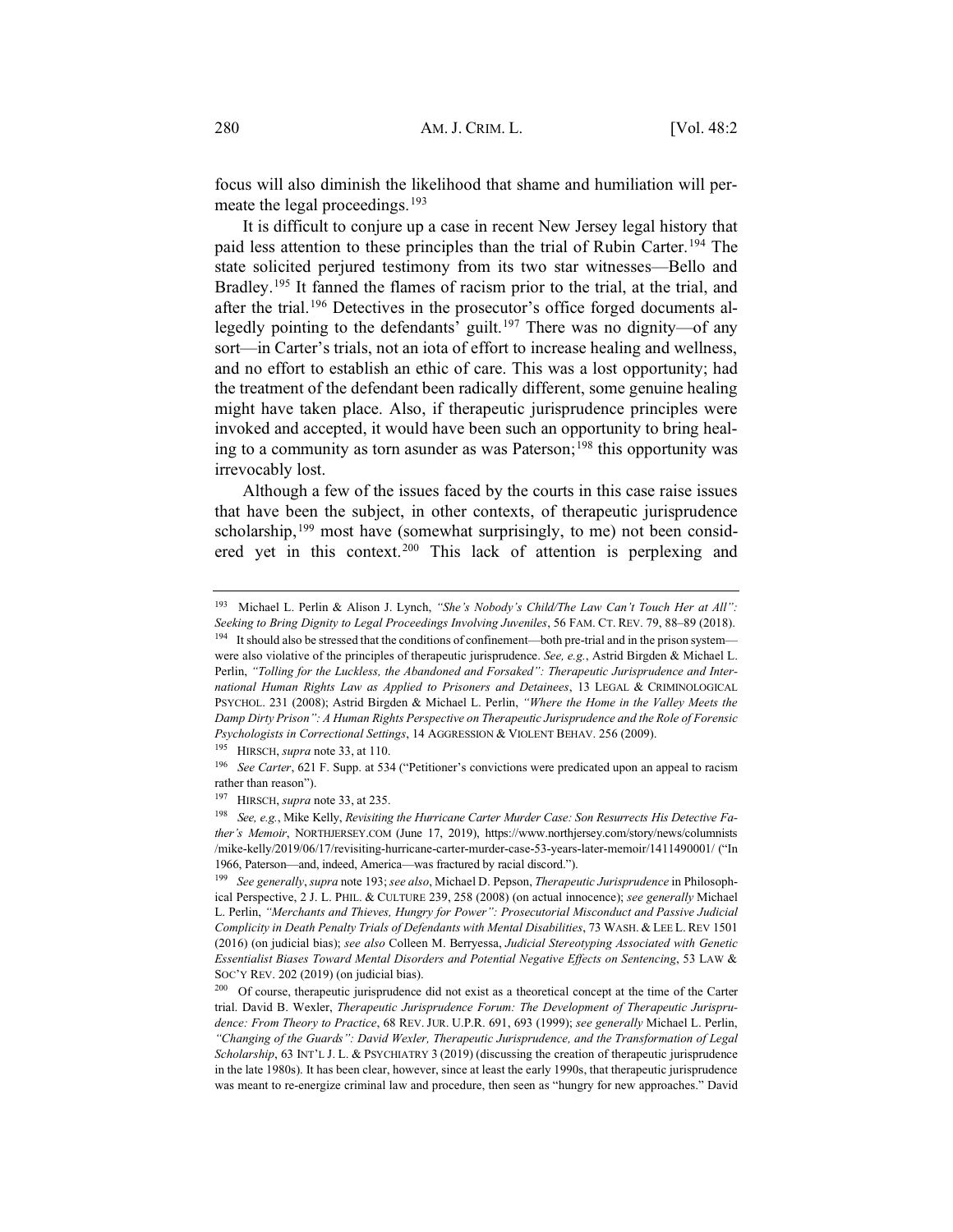focus will also diminish the likelihood that shame and humiliation will permeate the legal proceedings.[193]

It is difficult to conjure up a case in recent New Jersey legal history that paid less attention to these principles than the trial of Rubin Carter.[194] The state solicited perjured testimony from its two star witnesses—Bello and Bradley.[195] It fanned the flames of racism prior to the trial, at the trial, and after the trial.[196] Detectives in the prosecutor's office forged documents allegedly pointing to the defendants' guilt.[197] There was no dignity—of any sort—in Carter's trials, not an iota of effort to increase healing and wellness, and no effort to establish an ethic of care. This was a lost opportunity; had the treatment of the defendant been radically different, some genuine healing might have taken place. Also, if therapeutic jurisprudence principles were invoked and accepted, it would have been such an opportunity to bring healing to a community as torn asunder as was Paterson;[198] this opportunity was irrevocably lost.

Although a few of the issues faced by the courts in this case raise issues that have been the subject, in other contexts, of therapeutic jurisprudence scholarship,[199] most have (somewhat surprisingly, to me) not been considered yet in this context.[200] This lack of attention is perplexing and

---

[193] Michael L. Perlin & Alison J. Lynch, *"She's Nobody's Child/The Law Can't Touch Her at All": Seeking to Bring Dignity to Legal Proceedings Involving Juveniles*, 56 FAM. CT. REV. 79, 88–89 (2018).

[194] It should also be stressed that the conditions of confinement—both pre-trial and in the prison system—were also violative of the principles of therapeutic jurisprudence. *See, e.g.*, Astrid Birgden & Michael L. Perlin, *"Tolling for the Luckless, the Abandoned and Forsaked": Therapeutic Jurisprudence and International Human Rights Law as Applied to Prisoners and Detainees*, 13 LEGAL & CRIMINOLOGICAL PSYCHOL. 231 (2008); Astrid Birgden & Michael L. Perlin, *"Where the Home in the Valley Meets the Damp Dirty Prison": A Human Rights Perspective on Therapeutic Jurisprudence and the Role of Forensic Psychologists in Correctional Settings*, 14 AGGRESSION & VIOLENT BEHAV. 256 (2009).

[195] HIRSCH, *supra* note 33, at 110.

[196] *See Carter*, 621 F. Supp. at 534 ("Petitioner's convictions were predicated upon an appeal to racism rather than reason").

[197] HIRSCH, *supra* note 33, at 235.

[198] *See, e.g.*, Mike Kelly, *Revisiting the Hurricane Carter Murder Case: Son Resurrects His Detective Father's Memoir*, NORTHJERSEY.COM (June 17, 2019), https://www.northjersey.com/story/news/columnists/mike-kelly/2019/06/17/revisiting-hurricane-carter-murder-case-53-years-later-memoir/1411490001/ ("In 1966, Paterson—and, indeed, America—was fractured by racial discord.").

[199] *See generally*, *supra* note 193; *see also*, Michael D. Pepson, *Therapeutic Jurisprudence* in Philosophical Perspective, 2 J. L. PHIL. & CULTURE 239, 258 (2008) (on actual innocence); *see generally* Michael L. Perlin, *"Merchants and Thieves, Hungry for Power": Prosecutorial Misconduct and Passive Judicial Complicity in Death Penalty Trials of Defendants with Mental Disabilities*, 73 WASH. & LEE L. REV 1501 (2016) (on judicial bias); *see also* Colleen M. Berryessa, *Judicial Stereotyping Associated with Genetic Essentialist Biases Toward Mental Disorders and Potential Negative Effects on Sentencing*, 53 LAW & SOC'Y REV. 202 (2019) (on judicial bias).

[200] Of course, therapeutic jurisprudence did not exist as a theoretical concept at the time of the Carter trial. David B. Wexler, *Therapeutic Jurisprudence Forum: The Development of Therapeutic Jurisprudence: From Theory to Practice*, 68 REV. JUR. U.P.R. 691, 693 (1999); *see generally* Michael L. Perlin, *"Changing of the Guards": David Wexler, Therapeutic Jurisprudence, and the Transformation of Legal Scholarship*, 63 INT'L J. L. & PSYCHIATRY 3 (2019) (discussing the creation of therapeutic jurisprudence in the late 1980s). It has been clear, however, since at least the early 1990s, that therapeutic jurisprudence was meant to re-energize criminal law and procedure, then seen as "hungry for new approaches." David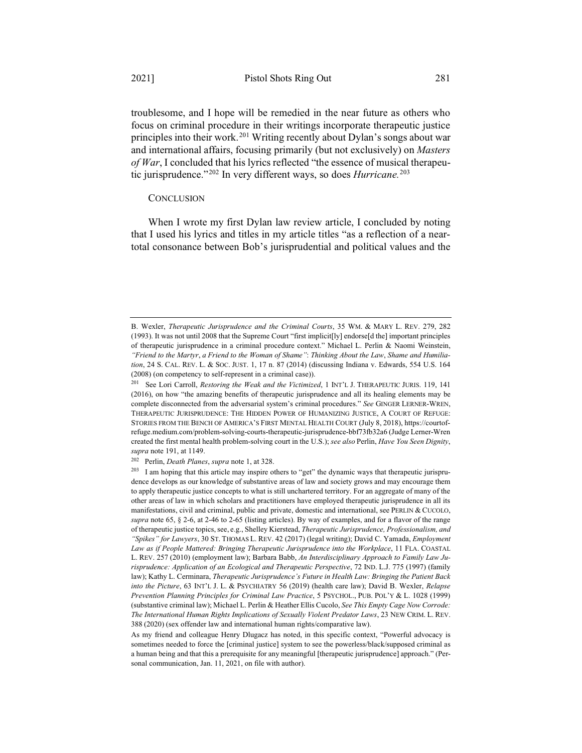troublesome, and I hope will be remedied in the near future as others who focus on criminal procedure in their writings incorporate therapeutic justice principles into their work.[201] Writing recently about Dylan's songs about war and international affairs, focusing primarily (but not exclusively) on *Masters of War*, I concluded that his lyrics reflected "the essence of musical therapeutic jurisprudence."[202] In very different ways, so does *Hurricane.*[203]

## CONCLUSION

When I wrote my first Dylan law review article, I concluded by noting that I used his lyrics and titles in my article titles "as a reflection of a near-total consonance between Bob's jurisprudential and political values and the

---

B. Wexler, *Therapeutic Jurisprudence and the Criminal Courts*, 35 WM. & MARY L. REV. 279, 282 (1993). It was not until 2008 that the Supreme Court "first implicit[ly] endorse[d the] important principles of therapeutic jurisprudence in a criminal procedure context." Michael L. Perlin & Naomi Weinstein, *"Friend to the Martyr, a Friend to the Woman of Shame": Thinking About the Law, Shame and Humiliation*, 24 S. CAL. REV. L. & SOC. JUST. 1, 17 n. 87 (2014) (discussing Indiana v. Edwards, 554 U.S. 164 (2008) (on competency to self-represent in a criminal case)).

[201] See Lori Carroll, *Restoring the Weak and the Victimized*, 1 INT'L J. THERAPEUTIC JURIS. 119, 141 (2016), on how "the amazing benefits of therapeutic jurisprudence and all its healing elements may be complete disconnected from the adversarial system's criminal procedures." *See* GINGER LERNER-WREN, THERAPEUTIC JURISPRUDENCE: THE HIDDEN POWER OF HUMANIZING JUSTICE, A COURT OF REFUGE: STORIES FROM THE BENCH OF AMERICA'S FIRST MENTAL HEALTH COURT (July 8, 2018), https://courtofrefuge.medium.com/problem-solving-courts-therapeutic-jurisprudence-bbf73fb32a6 (Judge Lerner-Wren created the first mental health problem-solving court in the U.S.); *see also* Perlin, *Have You Seen Dignity*, *supra* note 191, at 1149.

[202] Perlin, *Death Planes*, *supra* note 1, at 328.

[203] I am hoping that this article may inspire others to "get" the dynamic ways that therapeutic jurisprudence develops as our knowledge of substantive areas of law and society grows and may encourage them to apply therapeutic justice concepts to what is still unchartered territory. For an aggregate of many of the other areas of law in which scholars and practitioners have employed therapeutic jurisprudence in all its manifestations, civil and criminal, public and private, domestic and international, see PERLIN & CUCOLO, *supra* note 65, § 2-6, at 2-46 to 2-65 (listing articles). By way of examples, and for a flavor of the range of therapeutic justice topics, see, e.g., Shelley Kierstead, *Therapeutic Jurisprudence, Professionalism, and "Spikes" for Lawyers*, 30 ST. THOMAS L. REV. 42 (2017) (legal writing); David C. Yamada, *Employment Law as if People Mattered: Bringing Therapeutic Jurisprudence into the Workplace*, 11 FLA. COASTAL L. REV. 257 (2010) (employment law); Barbara Babb, *An Interdisciplinary Approach to Family Law Jurisprudence: Application of an Ecological and Therapeutic Perspective*, 72 IND. L.J. 775 (1997) (family law); Kathy L. Cerminara, *Therapeutic Jurisprudence's Future in Health Law: Bringing the Patient Back into the Picture*, 63 INT'L J. L. & PSYCHIATRY 56 (2019) (health care law); David B. Wexler, *Relapse Prevention Planning Principles for Criminal Law Practice*, 5 PSYCHOL., PUB. POL'Y & L. 1028 (1999) (substantive criminal law); Michael L. Perlin & Heather Ellis Cucolo, *See This Empty Cage Now Corrode: The International Human Rights Implications of Sexually Violent Predator Laws*, 23 NEW CRIM. L. REV. 388 (2020) (sex offender law and international human rights/comparative law).

As my friend and colleague Henry Dlugacz has noted, in this specific context, "Powerful advocacy is sometimes needed to force the [criminal justice] system to see the powerless/black/supposed criminal as a human being and that this a prerequisite for any meaningful [therapeutic jurisprudence] approach." (Personal communication, Jan. 11, 2021, on file with author).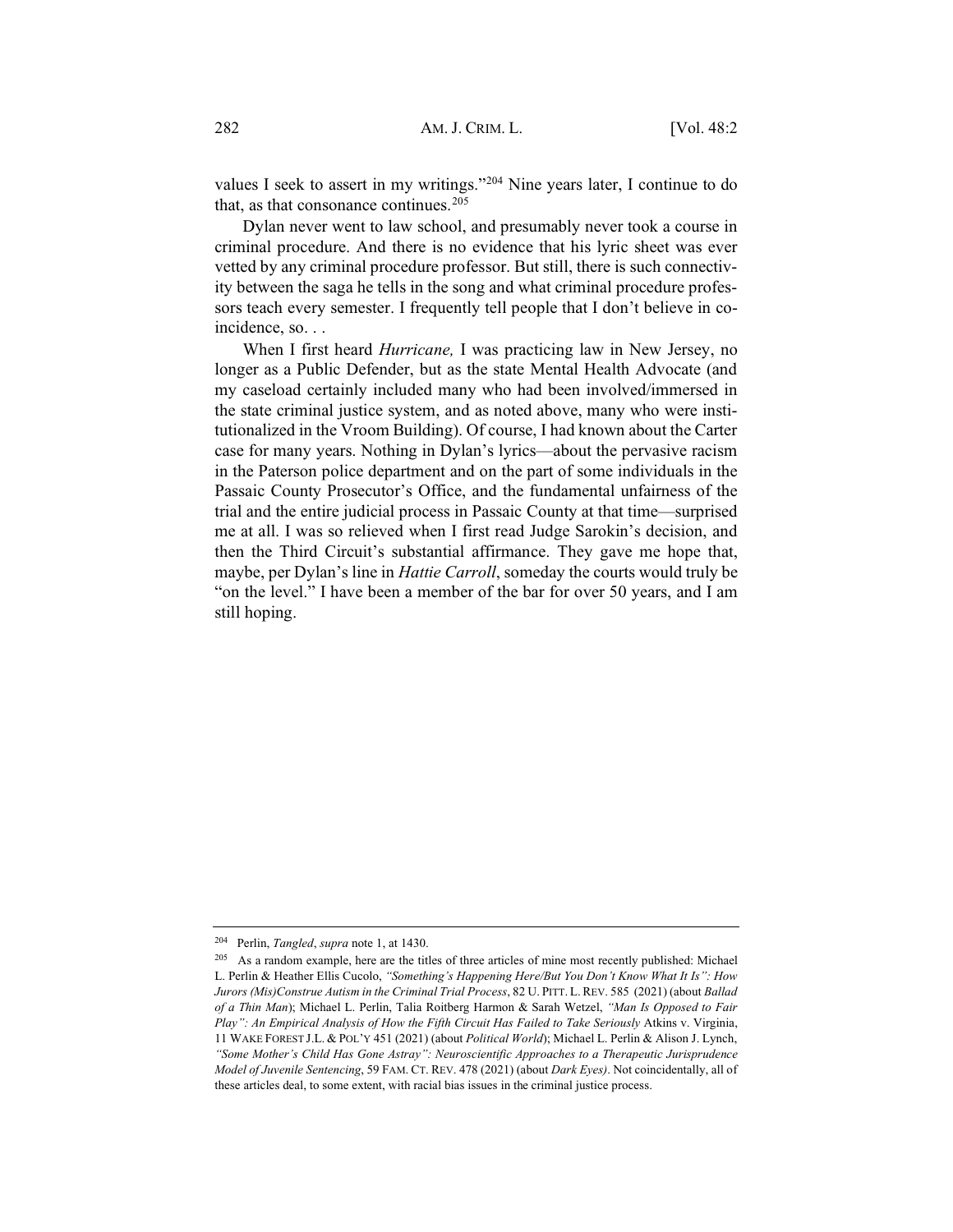values I seek to assert in my writings."[204] Nine years later, I continue to do that, as that consonance continues.[205]

Dylan never went to law school, and presumably never took a course in criminal procedure. And there is no evidence that his lyric sheet was ever vetted by any criminal procedure professor. But still, there is such connectivity between the saga he tells in the song and what criminal procedure professors teach every semester. I frequently tell people that I don't believe in coincidence, so. . .

When I first heard *Hurricane,* I was practicing law in New Jersey, no longer as a Public Defender, but as the state Mental Health Advocate (and my caseload certainly included many who had been involved/immersed in the state criminal justice system, and as noted above, many who were institutionalized in the Vroom Building). Of course, I had known about the Carter case for many years. Nothing in Dylan's lyrics—about the pervasive racism in the Paterson police department and on the part of some individuals in the Passaic County Prosecutor's Office, and the fundamental unfairness of the trial and the entire judicial process in Passaic County at that time—surprised me at all. I was so relieved when I first read Judge Sarokin's decision, and then the Third Circuit's substantial affirmance. They gave me hope that, maybe, per Dylan's line in *Hattie Carroll*, someday the courts would truly be "on the level." I have been a member of the bar for over 50 years, and I am still hoping.

---

[204] Perlin, *Tangled*, *supra* note 1, at 1430.

[205] As a random example, here are the titles of three articles of mine most recently published: Michael L. Perlin & Heather Ellis Cucolo, *"Something's Happening Here/But You Don't Know What It Is": How Jurors (Mis)Construe Autism in the Criminal Trial Process*, 82 U. PITT. L. REV. 585 (2021) (about *Ballad of a Thin Man*); Michael L. Perlin, Talia Roitberg Harmon & Sarah Wetzel, *"Man Is Opposed to Fair Play": An Empirical Analysis of How the Fifth Circuit Has Failed to Take Seriously* Atkins v. Virginia, 11 WAKE FOREST J.L. & POL'Y 451 (2021) (about *Political World*); Michael L. Perlin & Alison J. Lynch, *"Some Mother's Child Has Gone Astray": Neuroscientific Approaches to a Therapeutic Jurisprudence Model of Juvenile Sentencing*, 59 FAM. CT. REV. 478 (2021) (about *Dark Eyes)*. Not coincidentally, all of these articles deal, to some extent, with racial bias issues in the criminal justice process.